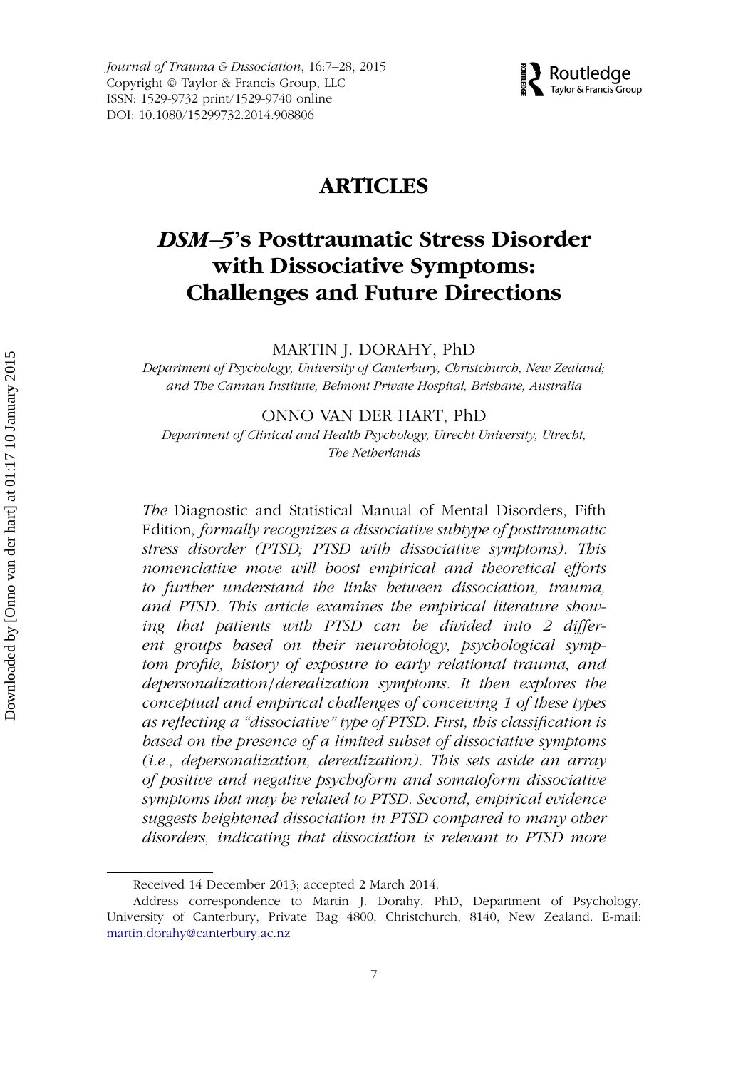# ARTICLES

# *DSM–5*'s Posttraumatic Stress Disorder with Dissociative Symptoms: Challenges and Future Directions

MARTIN J. DORAHY, PhD

*Department of Psychology, University of Canterbury, Christchurch, New Zealand; and The Cannan Institute, Belmont Private Hospital, Brisbane, Australia*

ONNO VAN DER HART, PhD

*Department of Clinical and Health Psychology, Utrecht University, Utrecht, The Netherlands*

*The* Diagnostic and Statistical Manual of Mental Disorders, Fifth Edition, *formally recognizes a dissociative subtype of posttraumatic stress disorder (PTSD; PTSD with dissociative symptoms). This nomenclative move will boost empirical and theoretical efforts to further understand the links between dissociation, trauma, and PTSD. This article examines the empirical literature showing that patients with PTSD can be divided into 2 different groups based on their neurobiology, psychological symptom profile, history of exposure to early relational trauma, and depersonalization/derealization symptoms. It then explores the conceptual and empirical challenges of conceiving 1 of these types as reflecting a "dissociative" type of PTSD. First, this classification is based on the presence of a limited subset of dissociative symptoms (i.e., depersonalization, derealization). This sets aside an array of positive and negative psychoform and somatoform dissociative symptoms that may be related to PTSD. Second, empirical evidence suggests heightened dissociation in PTSD compared to many other disorders, indicating that dissociation is relevant to PTSD more*

Received 14 December 2013; accepted 2 March 2014.

Address correspondence to Martin J. Dorahy, PhD, Department of Psychology, University of Canterbury, Private Bag 4800, Christchurch, 8140, New Zealand. E-mail: martin.dorahy@canterbury.ac.nz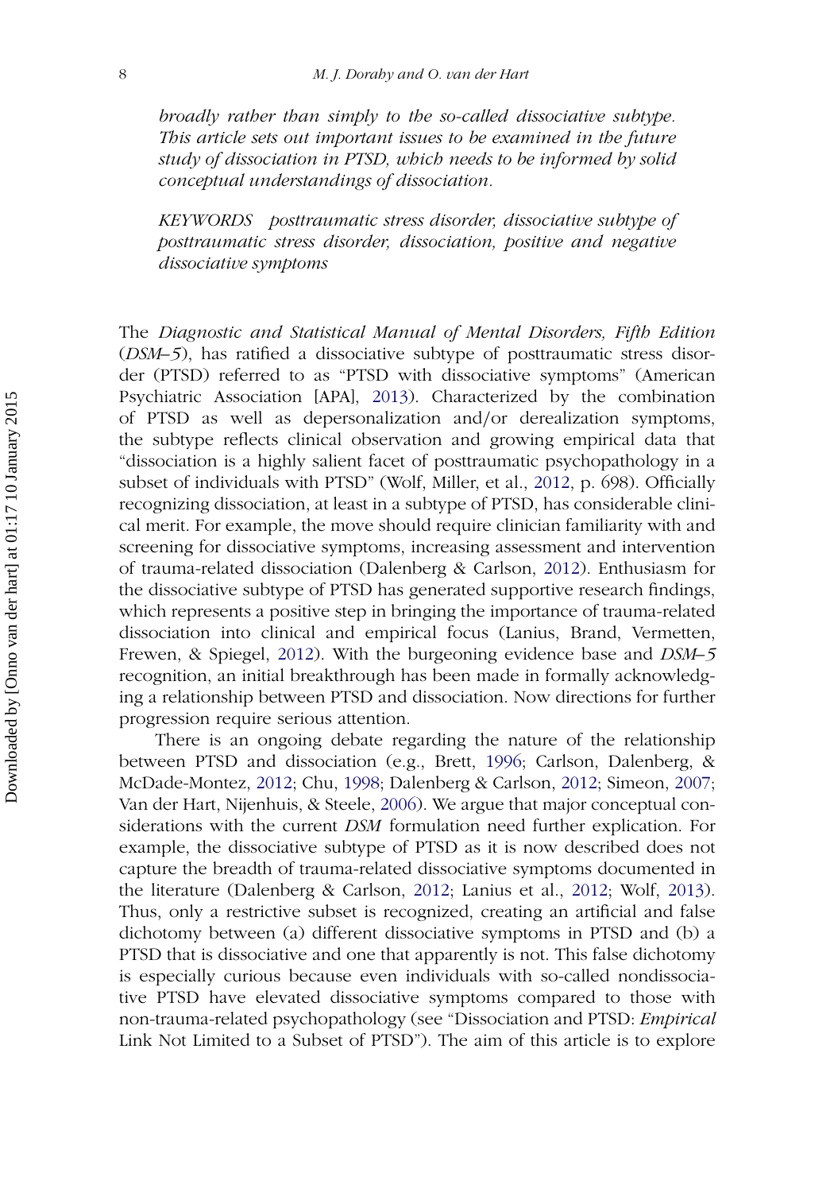*broadly rather than simply to the so-called dissociative subtype. This article sets out important issues to be examined in the future study of dissociation in PTSD, which needs to be informed by solid conceptual understandings of dissociation.*

*KEYWORDS posttraumatic stress disorder, dissociative subtype of posttraumatic stress disorder, dissociation, positive and negative dissociative symptoms*

The *Diagnostic and Statistical Manual of Mental Disorders, Fifth Edition* (*DSM–5*), has ratified a dissociative subtype of posttraumatic stress disorder (PTSD) referred to as "PTSD with dissociative symptoms" (American Psychiatric Association [APA], 2013). Characterized by the combination of PTSD as well as depersonalization and/or derealization symptoms, the subtype reflects clinical observation and growing empirical data that "dissociation is a highly salient facet of posttraumatic psychopathology in a subset of individuals with PTSD" (Wolf, Miller, et al., 2012, p. 698). Officially recognizing dissociation, at least in a subtype of PTSD, has considerable clinical merit. For example, the move should require clinician familiarity with and screening for dissociative symptoms, increasing assessment and intervention of trauma-related dissociation (Dalenberg & Carlson, 2012). Enthusiasm for the dissociative subtype of PTSD has generated supportive research findings, which represents a positive step in bringing the importance of trauma-related dissociation into clinical and empirical focus (Lanius, Brand, Vermetten, Frewen, & Spiegel, 2012). With the burgeoning evidence base and *DSM–5* recognition, an initial breakthrough has been made in formally acknowledging a relationship between PTSD and dissociation. Now directions for further progression require serious attention.

There is an ongoing debate regarding the nature of the relationship between PTSD and dissociation (e.g., Brett, 1996; Carlson, Dalenberg, & McDade-Montez, 2012; Chu, 1998; Dalenberg & Carlson, 2012; Simeon, 2007; Van der Hart, Nijenhuis, & Steele, 2006). We argue that major conceptual considerations with the current *DSM* formulation need further explication. For example, the dissociative subtype of PTSD as it is now described does not capture the breadth of trauma-related dissociative symptoms documented in the literature (Dalenberg & Carlson, 2012; Lanius et al., 2012; Wolf, 2013). Thus, only a restrictive subset is recognized, creating an artificial and false dichotomy between (a) different dissociative symptoms in PTSD and (b) a PTSD that is dissociative and one that apparently is not. This false dichotomy is especially curious because even individuals with so-called nondissociative PTSD have elevated dissociative symptoms compared to those with non-trauma-related psychopathology (see "Dissociation and PTSD: *Empirical* Link Not Limited to a Subset of PTSD"). The aim of this article is to explore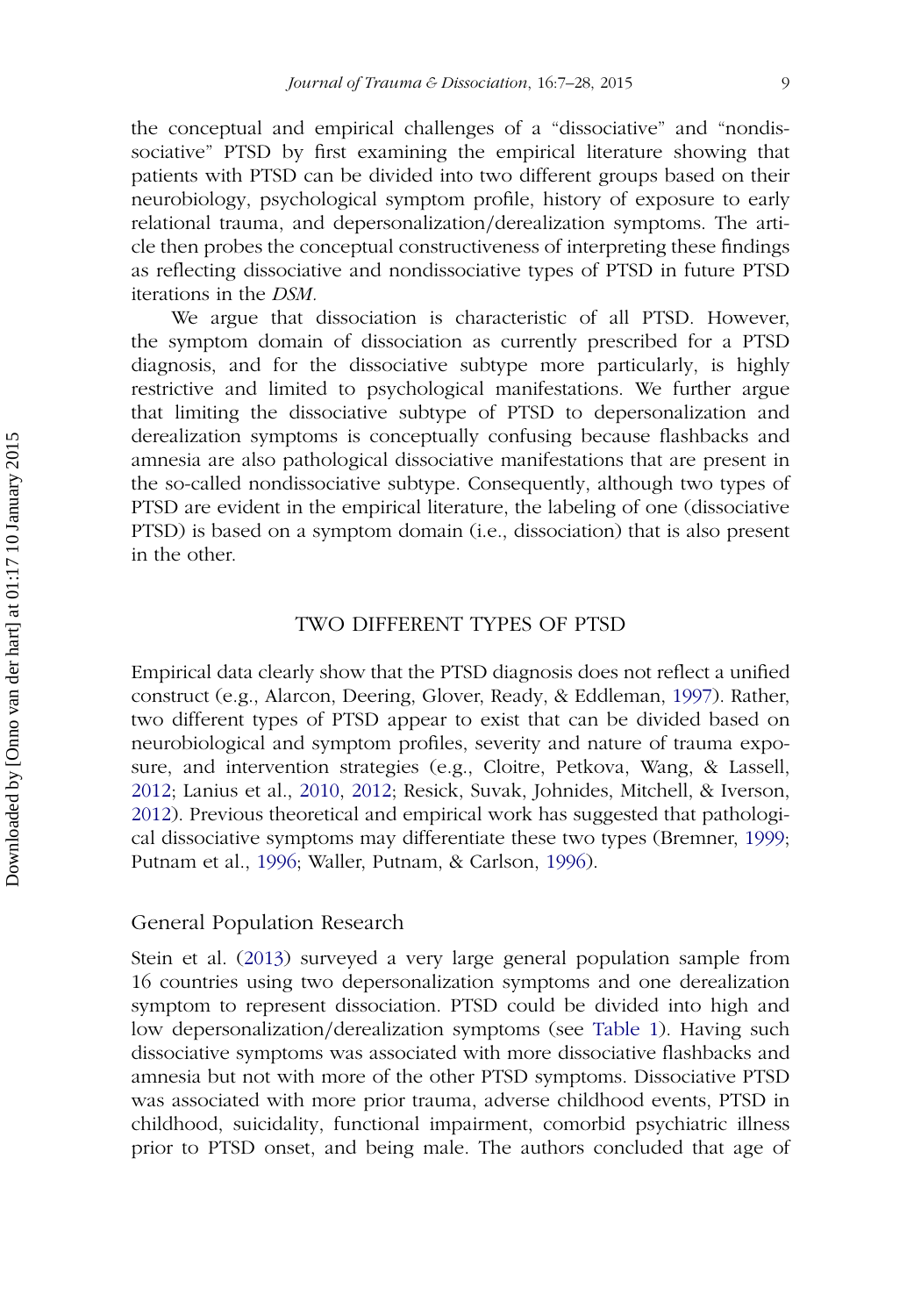the conceptual and empirical challenges of a "dissociative" and "nondissociative" PTSD by first examining the empirical literature showing that patients with PTSD can be divided into two different groups based on their neurobiology, psychological symptom profile, history of exposure to early relational trauma, and depersonalization/derealization symptoms. The article then probes the conceptual constructiveness of interpreting these findings as reflecting dissociative and nondissociative types of PTSD in future PTSD iterations in the *DSM*.

We argue that dissociation is characteristic of all PTSD. However, the symptom domain of dissociation as currently prescribed for a PTSD diagnosis, and for the dissociative subtype more particularly, is highly restrictive and limited to psychological manifestations. We further argue that limiting the dissociative subtype of PTSD to depersonalization and derealization symptoms is conceptually confusing because flashbacks and amnesia are also pathological dissociative manifestations that are present in the so-called nondissociative subtype. Consequently, although two types of PTSD are evident in the empirical literature, the labeling of one (dissociative PTSD) is based on a symptom domain (i.e., dissociation) that is also present in the other.

## TWO DIFFERENT TYPES OF PTSD

Empirical data clearly show that the PTSD diagnosis does not reflect a unified construct (e.g., Alarcon, Deering, Glover, Ready, & Eddleman, 1997). Rather, two different types of PTSD appear to exist that can be divided based on neurobiological and symptom profiles, severity and nature of trauma exposure, and intervention strategies (e.g., Cloitre, Petkova, Wang, & Lassell, 2012; Lanius et al., 2010, 2012; Resick, Suvak, Johnides, Mitchell, & Iverson, 2012). Previous theoretical and empirical work has suggested that pathological dissociative symptoms may differentiate these two types (Bremner, 1999; Putnam et al., 1996; Waller, Putnam, & Carlson, 1996).

### General Population Research

Stein et al. (2013) surveyed a very large general population sample from 16 countries using two depersonalization symptoms and one derealization symptom to represent dissociation. PTSD could be divided into high and low depersonalization/derealization symptoms (see Table 1). Having such dissociative symptoms was associated with more dissociative flashbacks and amnesia but not with more of the other PTSD symptoms. Dissociative PTSD was associated with more prior trauma, adverse childhood events, PTSD in childhood, suicidality, functional impairment, comorbid psychiatric illness prior to PTSD onset, and being male. The authors concluded that age of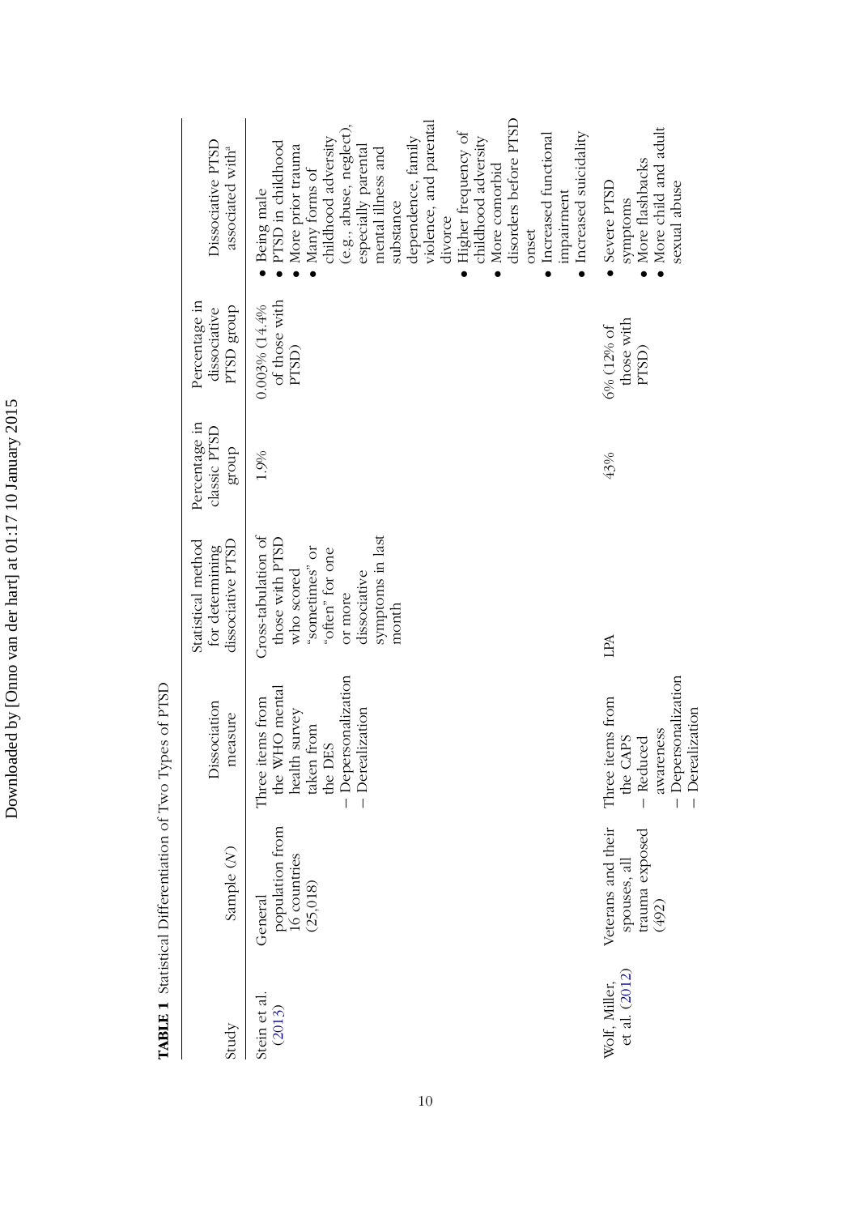**TABLE 1** Statistical Differentiation of Two Types of PTSD

| Study | Sample (*N*) | Dissociation measure | Statistical method for determining dissociative PTSD | Percentage in classic PTSD group | Percentage in dissociative PTSD group | Dissociative PTSD associated with[a] |
|---|---|---|---|---|---|---|
| Stein et al. (2013) | General population from 16 countries (25,018) | Three items from the WHO mental health survey taken from the DES – Depersonalization – Derealization | Cross-tabulation of those with PTSD who scored "sometimes" or "often" for one or more dissociative symptoms in last month | 1.9% | 0.003% (14.4% of those with PTSD) | • Being male • PTSD in childhood • More prior trauma • Many forms of childhood adversity (e.g., abuse, neglect), especially parental mental illness and substance dependence, family violence, and parental divorce • Higher frequency of childhood adversity • More comorbid disorders before PTSD onset • Increased functional impairment • Increased suicidality |
| Wolf, Miller, et al. (2012) | Veterans and their spouses, all trauma exposed (492) | Three items from the CAPS – Reduced awareness – Depersonalization – Derealization | LPA | 43% | 6% (12% of those with PTSD) | • Severe PTSD symptoms • More flashbacks • More child and adult sexual abuse |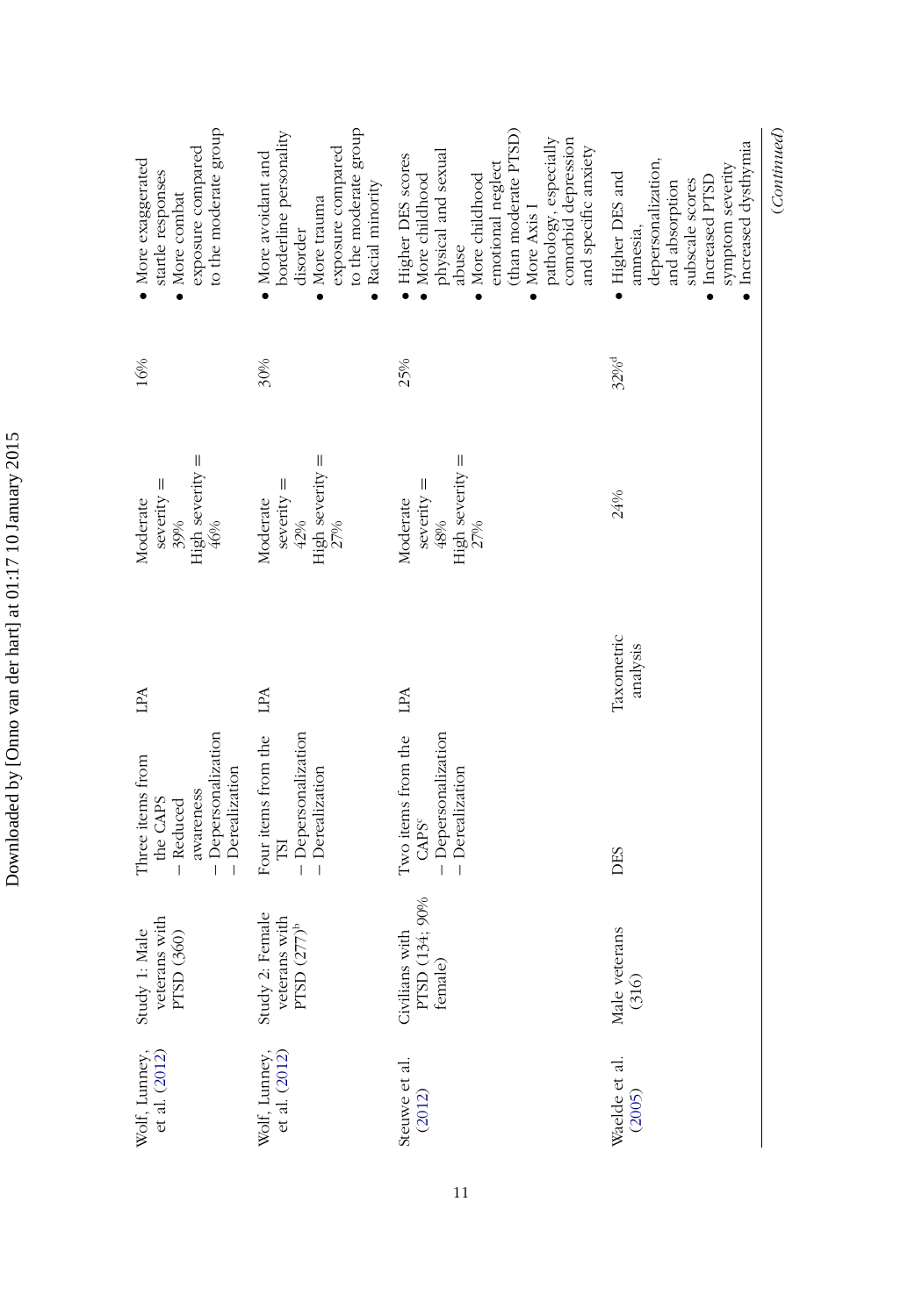| | | | | | | |
|---|---|---|---|---|---|---|
| Wolf, Lunney, et al. (2012) | Study 1: Male veterans with PTSD (360) | Three items from the CAPS – Reduced awareness – Depersonalization – Derealization | LPA | Moderate severity = 39% High severity = 46% | 16% | • More exaggerated startle responses • More combat exposure compared to the moderate group |
| Wolf, Lunney, et al. (2012) | Study 2: Female veterans with PTSD (277)[b] | Four items from the TSI – Depersonalization – Derealization | LPA | Moderate severity = 42% High severity = 27% | 30% | • More avoidant and borderline personality disorder • More trauma exposure compared to the moderate group • Racial minority |
| Steuwe et al. (2012) | Civilians with PTSD (134; 90% female) | Two items from the CAPS[c] – Depersonalization – Derealization | LPA | Moderate severity = 48% High severity = 27% | 25% | • Higher DES scores • More childhood physical and sexual abuse • More childhood emotional neglect (than moderate PTSD) • More Axis I pathology, especially comorbid depression and specific anxiety |
| Waelde et al. (2005) | Male veterans (316) | DES | Taxometric analysis | 24% | 32%[d] | • Higher DES and amnesia, depersonalization, and absorption subscale scores • Increased PTSD symptom severity • Increased dysthymia |

(*Continued*)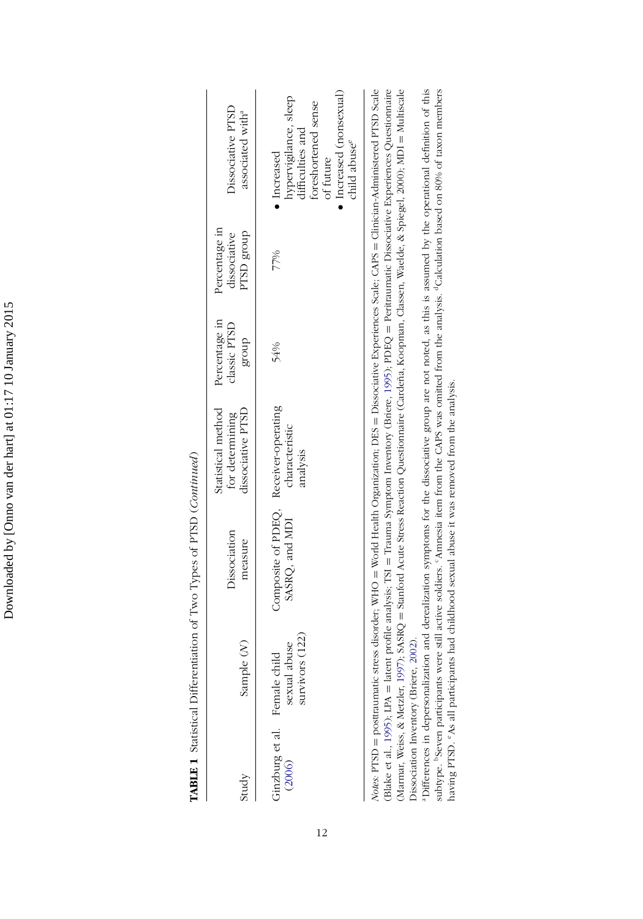**TABLE 1** Statistical Differentiation of Two Types of PTSD (*Continued*)

| Study | Sample (*N*) | Dissociation measure | Statistical method for determining dissociative PTSD | Percentage in classic PTSD group | Percentage in dissociative PTSD group | Dissociative PTSD associated with[a] |
|---|---|---|---|---|---|---|
| Ginzburg et al. (2006) | Female child sexual abuse survivors (122) | Composite of PDEQ, SASRQ, and MDI | Receiver-operating characteristic analysis | 54% | 77% | • Increased hypervigilance, sleep difficulties and foreshortened sense of future<br>• Increased (nonsexual) child abuse[e] |

*Notes.* PTSD = posttraumatic stress disorder; WHO = World Health Organization; DES = Dissociative Experiences Scale; CAPS = Clinician-Administered PTSD Scale (Blake et al., 1995); LPA = latent profile analysis; TSI = Trauma Symptom Inventory (Briere, 1995); PDEQ = Peritraumatic Dissociative Experiences Questionnaire (Marmar, Weiss, & Metzler, 1997); SASRQ = Stanford Acute Stress Reaction Questionnaire (Cardeña, Koopman, Classen, Waelde, & Spiegel, 2000); MDI = Multiscale Dissociation Inventory (Briere, 2002).

[a]Differences in depersonalization and derealization symptoms for the dissociative group are not noted, as this is assumed by the operational definition of this subtype. [b]Seven participants were still active soldiers. [c]Amnesia item from the CAPS was omitted from the analysis. [d]Calculation based on 80% of taxon members having PTSD. [e]As all participants had childhood sexual abuse it was removed from the analysis.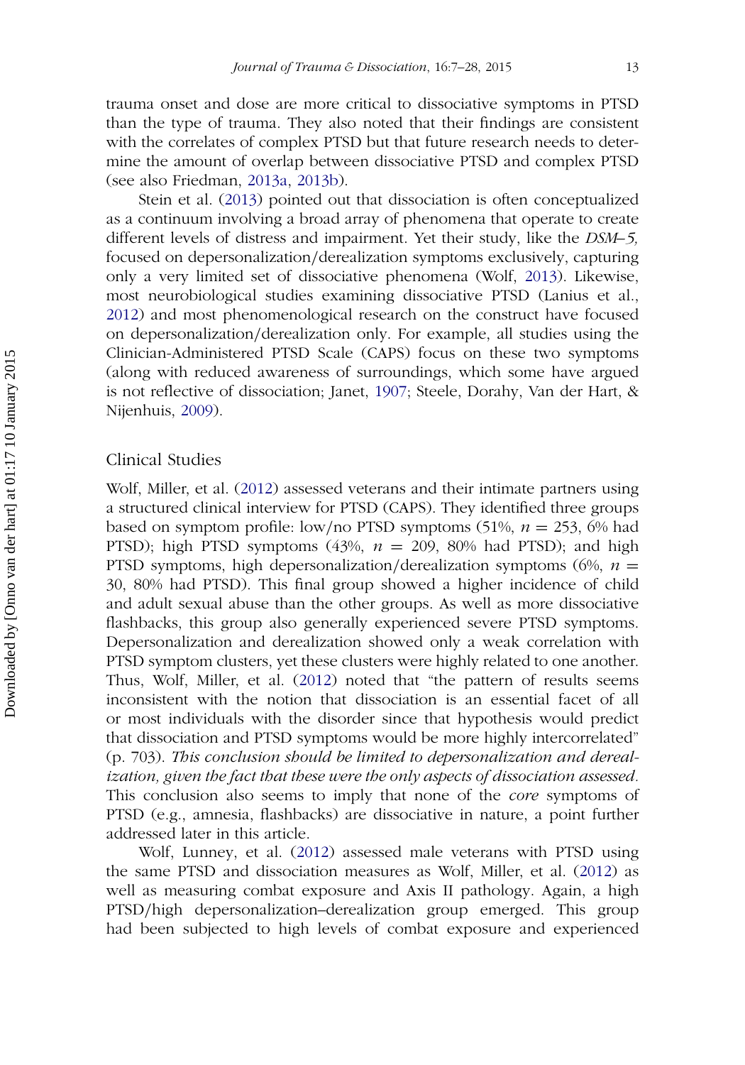trauma onset and dose are more critical to dissociative symptoms in PTSD than the type of trauma. They also noted that their findings are consistent with the correlates of complex PTSD but that future research needs to determine the amount of overlap between dissociative PTSD and complex PTSD (see also Friedman, 2013a, 2013b).

Stein et al. (2013) pointed out that dissociation is often conceptualized as a continuum involving a broad array of phenomena that operate to create different levels of distress and impairment. Yet their study, like the *DSM–5,* focused on depersonalization/derealization symptoms exclusively, capturing only a very limited set of dissociative phenomena (Wolf, 2013). Likewise, most neurobiological studies examining dissociative PTSD (Lanius et al., 2012) and most phenomenological research on the construct have focused on depersonalization/derealization only. For example, all studies using the Clinician-Administered PTSD Scale (CAPS) focus on these two symptoms (along with reduced awareness of surroundings, which some have argued is not reflective of dissociation; Janet, 1907; Steele, Dorahy, Van der Hart, & Nijenhuis, 2009).

## Clinical Studies

Wolf, Miller, et al. (2012) assessed veterans and their intimate partners using a structured clinical interview for PTSD (CAPS). They identified three groups based on symptom profile: low/no PTSD symptoms (51%, $n$ = 253, 6% had PTSD); high PTSD symptoms (43%, $n$ = 209, 80% had PTSD); and high PTSD symptoms, high depersonalization/derealization symptoms (6%, $n$ = 30, 80% had PTSD). This final group showed a higher incidence of child and adult sexual abuse than the other groups. As well as more dissociative flashbacks, this group also generally experienced severe PTSD symptoms. Depersonalization and derealization showed only a weak correlation with PTSD symptom clusters, yet these clusters were highly related to one another. Thus, Wolf, Miller, et al. (2012) noted that "the pattern of results seems inconsistent with the notion that dissociation is an essential facet of all or most individuals with the disorder since that hypothesis would predict that dissociation and PTSD symptoms would be more highly intercorrelated" (p. 703). *This conclusion should be limited to depersonalization and derealization, given the fact that these were the only aspects of dissociation assessed.* This conclusion also seems to imply that none of the *core* symptoms of PTSD (e.g., amnesia, flashbacks) are dissociative in nature, a point further addressed later in this article.

Wolf, Lunney, et al. (2012) assessed male veterans with PTSD using the same PTSD and dissociation measures as Wolf, Miller, et al. (2012) as well as measuring combat exposure and Axis II pathology. Again, a high PTSD/high depersonalization–derealization group emerged. This group had been subjected to high levels of combat exposure and experienced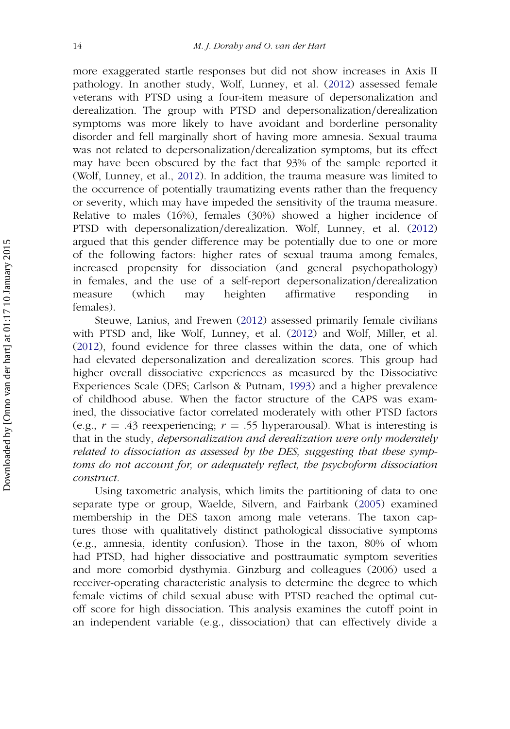more exaggerated startle responses but did not show increases in Axis II pathology. In another study, Wolf, Lunney, et al. (2012) assessed female veterans with PTSD using a four-item measure of depersonalization and derealization. The group with PTSD and depersonalization/derealization symptoms was more likely to have avoidant and borderline personality disorder and fell marginally short of having more amnesia. Sexual trauma was not related to depersonalization/derealization symptoms, but its effect may have been obscured by the fact that 93% of the sample reported it (Wolf, Lunney, et al., 2012). In addition, the trauma measure was limited to the occurrence of potentially traumatizing events rather than the frequency or severity, which may have impeded the sensitivity of the trauma measure. Relative to males (16%), females (30%) showed a higher incidence of PTSD with depersonalization/derealization. Wolf, Lunney, et al. (2012) argued that this gender difference may be potentially due to one or more of the following factors: higher rates of sexual trauma among females, increased propensity for dissociation (and general psychopathology) in females, and the use of a self-report depersonalization/derealization measure (which may heighten affirmative responding in females).

Steuwe, Lanius, and Frewen (2012) assessed primarily female civilians with PTSD and, like Wolf, Lunney, et al. (2012) and Wolf, Miller, et al. (2012), found evidence for three classes within the data, one of which had elevated depersonalization and derealization scores. This group had higher overall dissociative experiences as measured by the Dissociative Experiences Scale (DES; Carlson & Putnam, 1993) and a higher prevalence of childhood abuse. When the factor structure of the CAPS was examined, the dissociative factor correlated moderately with other PTSD factors (e.g., $r = .43$ reexperiencing; $r = .55$ hyperarousal). What is interesting is that in the study, *depersonalization and derealization were only moderately related to dissociation as assessed by the DES, suggesting that these symptoms do not account for, or adequately reflect, the psychoform dissociation construct.*

Using taxometric analysis, which limits the partitioning of data to one separate type or group, Waelde, Silvern, and Fairbank (2005) examined membership in the DES taxon among male veterans. The taxon captures those with qualitatively distinct pathological dissociative symptoms (e.g., amnesia, identity confusion). Those in the taxon, 80% of whom had PTSD, had higher dissociative and posttraumatic symptom severities and more comorbid dysthymia. Ginzburg and colleagues (2006) used a receiver-operating characteristic analysis to determine the degree to which female victims of child sexual abuse with PTSD reached the optimal cutoff score for high dissociation. This analysis examines the cutoff point in an independent variable (e.g., dissociation) that can effectively divide a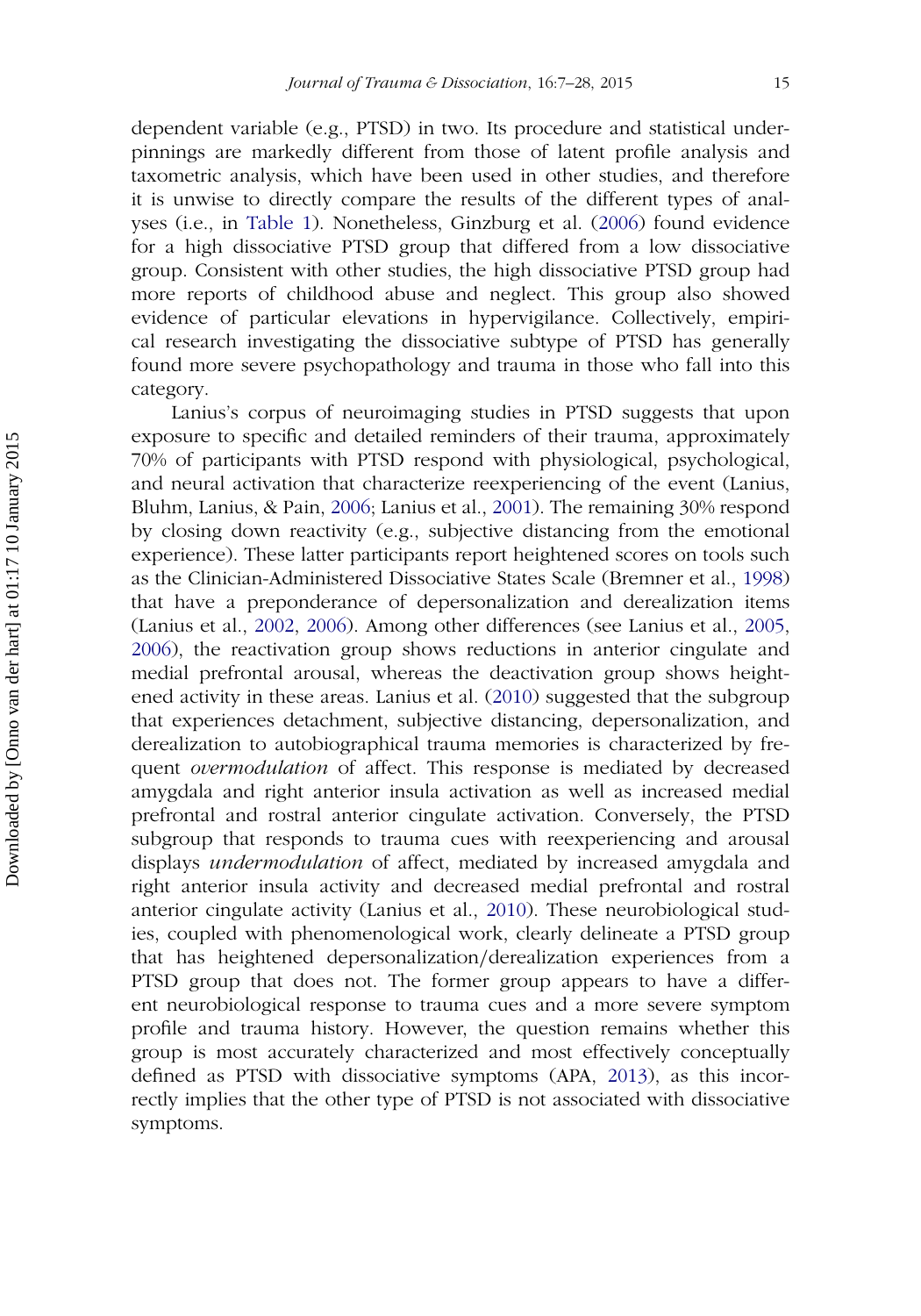dependent variable (e.g., PTSD) in two. Its procedure and statistical underpinnings are markedly different from those of latent profile analysis and taxometric analysis, which have been used in other studies, and therefore it is unwise to directly compare the results of the different types of analyses (i.e., in Table 1). Nonetheless, Ginzburg et al. (2006) found evidence for a high dissociative PTSD group that differed from a low dissociative group. Consistent with other studies, the high dissociative PTSD group had more reports of childhood abuse and neglect. This group also showed evidence of particular elevations in hypervigilance. Collectively, empirical research investigating the dissociative subtype of PTSD has generally found more severe psychopathology and trauma in those who fall into this category.

Lanius's corpus of neuroimaging studies in PTSD suggests that upon exposure to specific and detailed reminders of their trauma, approximately 70% of participants with PTSD respond with physiological, psychological, and neural activation that characterize reexperiencing of the event (Lanius, Bluhm, Lanius, & Pain, 2006; Lanius et al., 2001). The remaining 30% respond by closing down reactivity (e.g., subjective distancing from the emotional experience). These latter participants report heightened scores on tools such as the Clinician-Administered Dissociative States Scale (Bremner et al., 1998) that have a preponderance of depersonalization and derealization items (Lanius et al., 2002, 2006). Among other differences (see Lanius et al., 2005, 2006), the reactivation group shows reductions in anterior cingulate and medial prefrontal arousal, whereas the deactivation group shows heightened activity in these areas. Lanius et al. (2010) suggested that the subgroup that experiences detachment, subjective distancing, depersonalization, and derealization to autobiographical trauma memories is characterized by frequent *overmodulation* of affect. This response is mediated by decreased amygdala and right anterior insula activation as well as increased medial prefrontal and rostral anterior cingulate activation. Conversely, the PTSD subgroup that responds to trauma cues with reexperiencing and arousal displays *undermodulation* of affect, mediated by increased amygdala and right anterior insula activity and decreased medial prefrontal and rostral anterior cingulate activity (Lanius et al., 2010). These neurobiological studies, coupled with phenomenological work, clearly delineate a PTSD group that has heightened depersonalization/derealization experiences from a PTSD group that does not. The former group appears to have a different neurobiological response to trauma cues and a more severe symptom profile and trauma history. However, the question remains whether this group is most accurately characterized and most effectively conceptually defined as PTSD with dissociative symptoms (APA, 2013), as this incorrectly implies that the other type of PTSD is not associated with dissociative symptoms.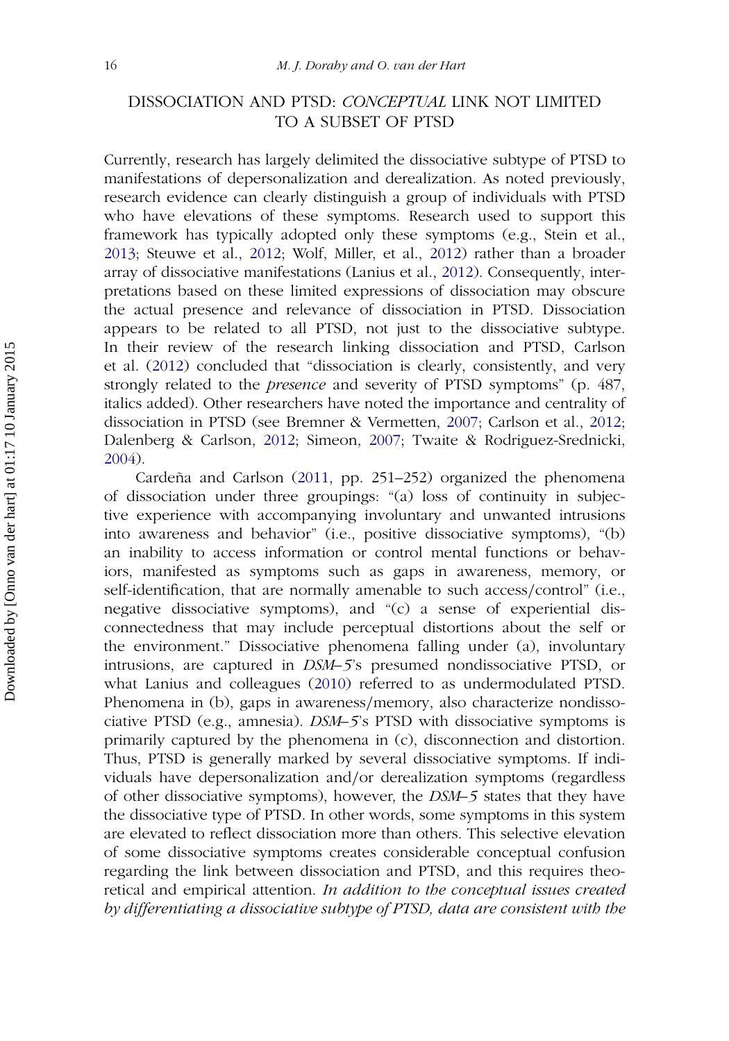## DISSOCIATION AND PTSD: *CONCEPTUAL* LINK NOT LIMITED TO A SUBSET OF PTSD

Currently, research has largely delimited the dissociative subtype of PTSD to manifestations of depersonalization and derealization. As noted previously, research evidence can clearly distinguish a group of individuals with PTSD who have elevations of these symptoms. Research used to support this framework has typically adopted only these symptoms (e.g., Stein et al., 2013; Steuwe et al., 2012; Wolf, Miller, et al., 2012) rather than a broader array of dissociative manifestations (Lanius et al., 2012). Consequently, interpretations based on these limited expressions of dissociation may obscure the actual presence and relevance of dissociation in PTSD. Dissociation appears to be related to all PTSD, not just to the dissociative subtype. In their review of the research linking dissociation and PTSD, Carlson et al. (2012) concluded that "dissociation is clearly, consistently, and very strongly related to the *presence* and severity of PTSD symptoms" (p. 487, italics added). Other researchers have noted the importance and centrality of dissociation in PTSD (see Bremner & Vermetten, 2007; Carlson et al., 2012; Dalenberg & Carlson, 2012; Simeon, 2007; Twaite & Rodriguez-Srednicki, 2004).

Cardeña and Carlson (2011, pp. 251–252) organized the phenomena of dissociation under three groupings: "(a) loss of continuity in subjective experience with accompanying involuntary and unwanted intrusions into awareness and behavior" (i.e., positive dissociative symptoms), "(b) an inability to access information or control mental functions or behaviors, manifested as symptoms such as gaps in awareness, memory, or self-identification, that are normally amenable to such access/control" (i.e., negative dissociative symptoms), and "(c) a sense of experiential disconnectedness that may include perceptual distortions about the self or the environment." Dissociative phenomena falling under (a), involuntary intrusions, are captured in *DSM–5*'s presumed nondissociative PTSD, or what Lanius and colleagues (2010) referred to as undermodulated PTSD. Phenomena in (b), gaps in awareness/memory, also characterize nondissociative PTSD (e.g., amnesia). *DSM–5*'s PTSD with dissociative symptoms is primarily captured by the phenomena in (c), disconnection and distortion. Thus, PTSD is generally marked by several dissociative symptoms. If individuals have depersonalization and/or derealization symptoms (regardless of other dissociative symptoms), however, the *DSM–5* states that they have the dissociative type of PTSD. In other words, some symptoms in this system are elevated to reflect dissociation more than others. This selective elevation of some dissociative symptoms creates considerable conceptual confusion regarding the link between dissociation and PTSD, and this requires theoretical and empirical attention. *In addition to the conceptual issues created by differentiating a dissociative subtype of PTSD, data are consistent with the*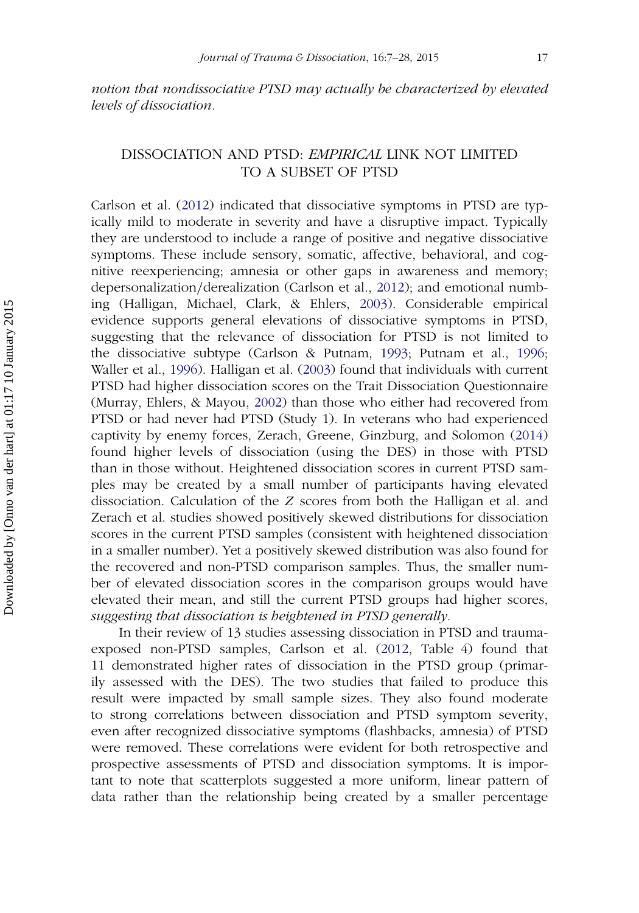*notion that nondissociative PTSD may actually be characterized by elevated levels of dissociation.*

## DISSOCIATION AND PTSD: *EMPIRICAL* LINK NOT LIMITED TO A SUBSET OF PTSD

Carlson et al. (2012) indicated that dissociative symptoms in PTSD are typically mild to moderate in severity and have a disruptive impact. Typically they are understood to include a range of positive and negative dissociative symptoms. These include sensory, somatic, affective, behavioral, and cognitive reexperiencing; amnesia or other gaps in awareness and memory; depersonalization/derealization (Carlson et al., 2012); and emotional numbing (Halligan, Michael, Clark, & Ehlers, 2003). Considerable empirical evidence supports general elevations of dissociative symptoms in PTSD, suggesting that the relevance of dissociation for PTSD is not limited to the dissociative subtype (Carlson & Putnam, 1993; Putnam et al., 1996; Waller et al., 1996). Halligan et al. (2003) found that individuals with current PTSD had higher dissociation scores on the Trait Dissociation Questionnaire (Murray, Ehlers, & Mayou, 2002) than those who either had recovered from PTSD or had never had PTSD (Study 1). In veterans who had experienced captivity by enemy forces, Zerach, Greene, Ginzburg, and Solomon (2014) found higher levels of dissociation (using the DES) in those with PTSD than in those without. Heightened dissociation scores in current PTSD samples may be created by a small number of participants having elevated dissociation. Calculation of the *Z* scores from both the Halligan et al. and Zerach et al. studies showed positively skewed distributions for dissociation scores in the current PTSD samples (consistent with heightened dissociation in a smaller number). Yet a positively skewed distribution was also found for the recovered and non-PTSD comparison samples. Thus, the smaller number of elevated dissociation scores in the comparison groups would have elevated their mean, and still the current PTSD groups had higher scores, *suggesting that dissociation is heightened in PTSD generally.*

In their review of 13 studies assessing dissociation in PTSD and trauma-exposed non-PTSD samples, Carlson et al. (2012, Table 4) found that 11 demonstrated higher rates of dissociation in the PTSD group (primarily assessed with the DES). The two studies that failed to produce this result were impacted by small sample sizes. They also found moderate to strong correlations between dissociation and PTSD symptom severity, even after recognized dissociative symptoms (flashbacks, amnesia) of PTSD were removed. These correlations were evident for both retrospective and prospective assessments of PTSD and dissociation symptoms. It is important to note that scatterplots suggested a more uniform, linear pattern of data rather than the relationship being created by a smaller percentage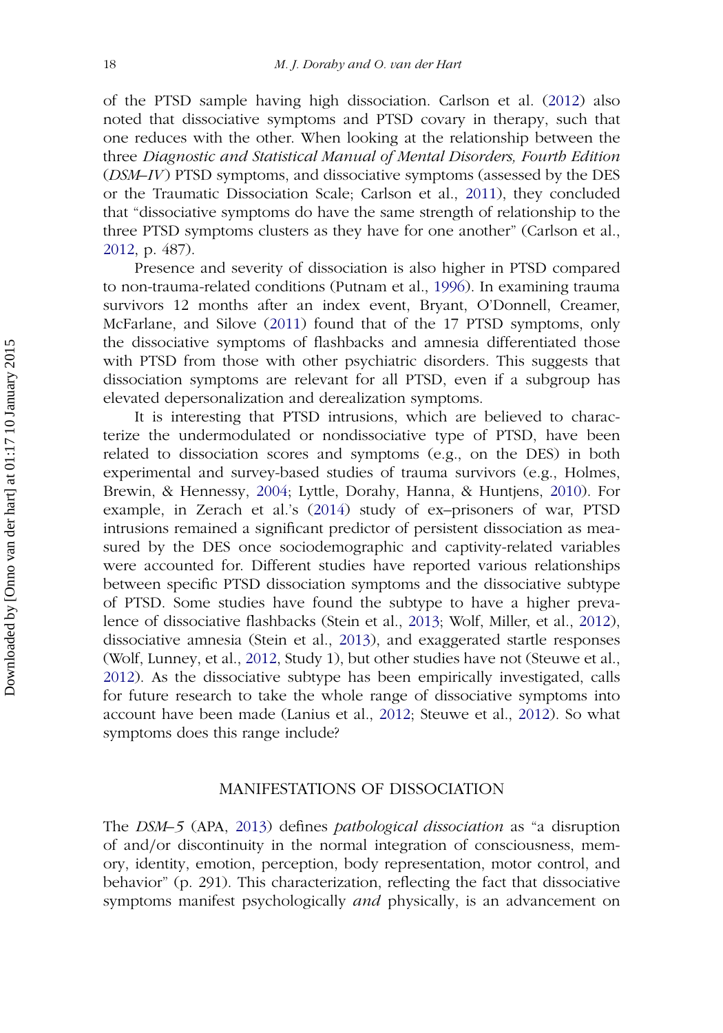of the PTSD sample having high dissociation. Carlson et al. (2012) also noted that dissociative symptoms and PTSD covary in therapy, such that one reduces with the other. When looking at the relationship between the three *Diagnostic and Statistical Manual of Mental Disorders, Fourth Edition* (*DSM–IV*) PTSD symptoms, and dissociative symptoms (assessed by the DES or the Traumatic Dissociation Scale; Carlson et al., 2011), they concluded that "dissociative symptoms do have the same strength of relationship to the three PTSD symptoms clusters as they have for one another" (Carlson et al., 2012, p. 487).

Presence and severity of dissociation is also higher in PTSD compared to non-trauma-related conditions (Putnam et al., 1996). In examining trauma survivors 12 months after an index event, Bryant, O'Donnell, Creamer, McFarlane, and Silove (2011) found that of the 17 PTSD symptoms, only the dissociative symptoms of flashbacks and amnesia differentiated those with PTSD from those with other psychiatric disorders. This suggests that dissociation symptoms are relevant for all PTSD, even if a subgroup has elevated depersonalization and derealization symptoms.

It is interesting that PTSD intrusions, which are believed to characterize the undermodulated or nondissociative type of PTSD, have been related to dissociation scores and symptoms (e.g., on the DES) in both experimental and survey-based studies of trauma survivors (e.g., Holmes, Brewin, & Hennessy, 2004; Lyttle, Dorahy, Hanna, & Huntjens, 2010). For example, in Zerach et al.'s (2014) study of ex–prisoners of war, PTSD intrusions remained a significant predictor of persistent dissociation as measured by the DES once sociodemographic and captivity-related variables were accounted for. Different studies have reported various relationships between specific PTSD dissociation symptoms and the dissociative subtype of PTSD. Some studies have found the subtype to have a higher prevalence of dissociative flashbacks (Stein et al., 2013; Wolf, Miller, et al., 2012), dissociative amnesia (Stein et al., 2013), and exaggerated startle responses (Wolf, Lunney, et al., 2012, Study 1), but other studies have not (Steuwe et al., 2012). As the dissociative subtype has been empirically investigated, calls for future research to take the whole range of dissociative symptoms into account have been made (Lanius et al., 2012; Steuwe et al., 2012). So what symptoms does this range include?

## MANIFESTATIONS OF DISSOCIATION

The *DSM–5* (APA, 2013) defines *pathological dissociation* as "a disruption of and/or discontinuity in the normal integration of consciousness, memory, identity, emotion, perception, body representation, motor control, and behavior" (p. 291). This characterization, reflecting the fact that dissociative symptoms manifest psychologically *and* physically, is an advancement on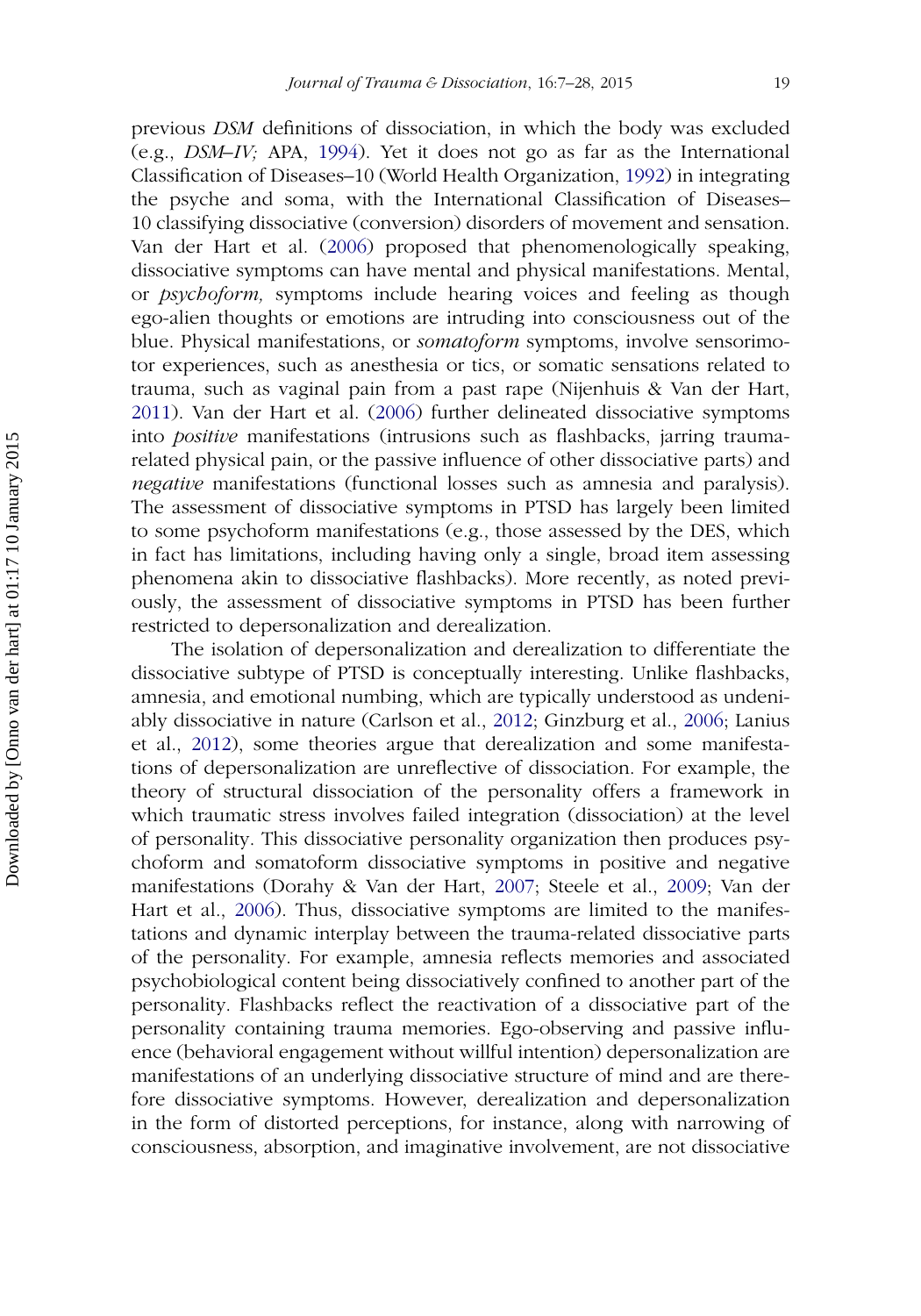previous *DSM* definitions of dissociation, in which the body was excluded (e.g., *DSM–IV;* APA, 1994). Yet it does not go as far as the International Classification of Diseases–10 (World Health Organization, 1992) in integrating the psyche and soma, with the International Classification of Diseases–10 classifying dissociative (conversion) disorders of movement and sensation. Van der Hart et al. (2006) proposed that phenomenologically speaking, dissociative symptoms can have mental and physical manifestations. Mental, or *psychoform,* symptoms include hearing voices and feeling as though ego-alien thoughts or emotions are intruding into consciousness out of the blue. Physical manifestations, or *somatoform* symptoms, involve sensorimotor experiences, such as anesthesia or tics, or somatic sensations related to trauma, such as vaginal pain from a past rape (Nijenhuis & Van der Hart, 2011). Van der Hart et al. (2006) further delineated dissociative symptoms into *positive* manifestations (intrusions such as flashbacks, jarring trauma-related physical pain, or the passive influence of other dissociative parts) and *negative* manifestations (functional losses such as amnesia and paralysis). The assessment of dissociative symptoms in PTSD has largely been limited to some psychoform manifestations (e.g., those assessed by the DES, which in fact has limitations, including having only a single, broad item assessing phenomena akin to dissociative flashbacks). More recently, as noted previously, the assessment of dissociative symptoms in PTSD has been further restricted to depersonalization and derealization.

The isolation of depersonalization and derealization to differentiate the dissociative subtype of PTSD is conceptually interesting. Unlike flashbacks, amnesia, and emotional numbing, which are typically understood as undeniably dissociative in nature (Carlson et al., 2012; Ginzburg et al., 2006; Lanius et al., 2012), some theories argue that derealization and some manifestations of depersonalization are unreflective of dissociation. For example, the theory of structural dissociation of the personality offers a framework in which traumatic stress involves failed integration (dissociation) at the level of personality. This dissociative personality organization then produces psychoform and somatoform dissociative symptoms in positive and negative manifestations (Dorahy & Van der Hart, 2007; Steele et al., 2009; Van der Hart et al., 2006). Thus, dissociative symptoms are limited to the manifestations and dynamic interplay between the trauma-related dissociative parts of the personality. For example, amnesia reflects memories and associated psychobiological content being dissociatively confined to another part of the personality. Flashbacks reflect the reactivation of a dissociative part of the personality containing trauma memories. Ego-observing and passive influence (behavioral engagement without willful intention) depersonalization are manifestations of an underlying dissociative structure of mind and are therefore dissociative symptoms. However, derealization and depersonalization in the form of distorted perceptions, for instance, along with narrowing of consciousness, absorption, and imaginative involvement, are not dissociative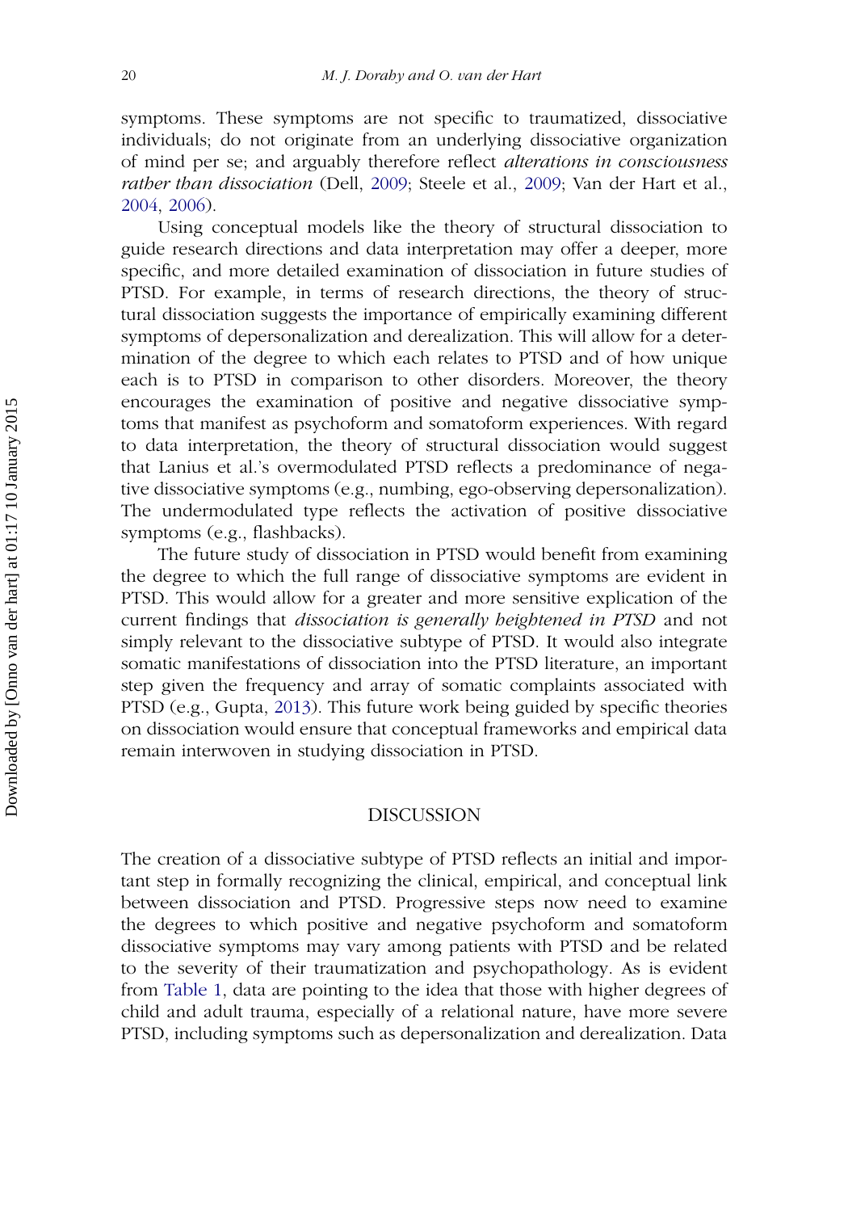symptoms. These symptoms are not specific to traumatized, dissociative individuals; do not originate from an underlying dissociative organization of mind per se; and arguably therefore reflect *alterations in consciousness rather than dissociation* (Dell, 2009; Steele et al., 2009; Van der Hart et al., 2004, 2006).

Using conceptual models like the theory of structural dissociation to guide research directions and data interpretation may offer a deeper, more specific, and more detailed examination of dissociation in future studies of PTSD. For example, in terms of research directions, the theory of structural dissociation suggests the importance of empirically examining different symptoms of depersonalization and derealization. This will allow for a determination of the degree to which each relates to PTSD and of how unique each is to PTSD in comparison to other disorders. Moreover, the theory encourages the examination of positive and negative dissociative symptoms that manifest as psychoform and somatoform experiences. With regard to data interpretation, the theory of structural dissociation would suggest that Lanius et al.'s overmodulated PTSD reflects a predominance of negative dissociative symptoms (e.g., numbing, ego-observing depersonalization). The undermodulated type reflects the activation of positive dissociative symptoms (e.g., flashbacks).

The future study of dissociation in PTSD would benefit from examining the degree to which the full range of dissociative symptoms are evident in PTSD. This would allow for a greater and more sensitive explication of the current findings that *dissociation is generally heightened in PTSD* and not simply relevant to the dissociative subtype of PTSD. It would also integrate somatic manifestations of dissociation into the PTSD literature, an important step given the frequency and array of somatic complaints associated with PTSD (e.g., Gupta, 2013). This future work being guided by specific theories on dissociation would ensure that conceptual frameworks and empirical data remain interwoven in studying dissociation in PTSD.

## DISCUSSION

The creation of a dissociative subtype of PTSD reflects an initial and important step in formally recognizing the clinical, empirical, and conceptual link between dissociation and PTSD. Progressive steps now need to examine the degrees to which positive and negative psychoform and somatoform dissociative symptoms may vary among patients with PTSD and be related to the severity of their traumatization and psychopathology. As is evident from Table 1, data are pointing to the idea that those with higher degrees of child and adult trauma, especially of a relational nature, have more severe PTSD, including symptoms such as depersonalization and derealization. Data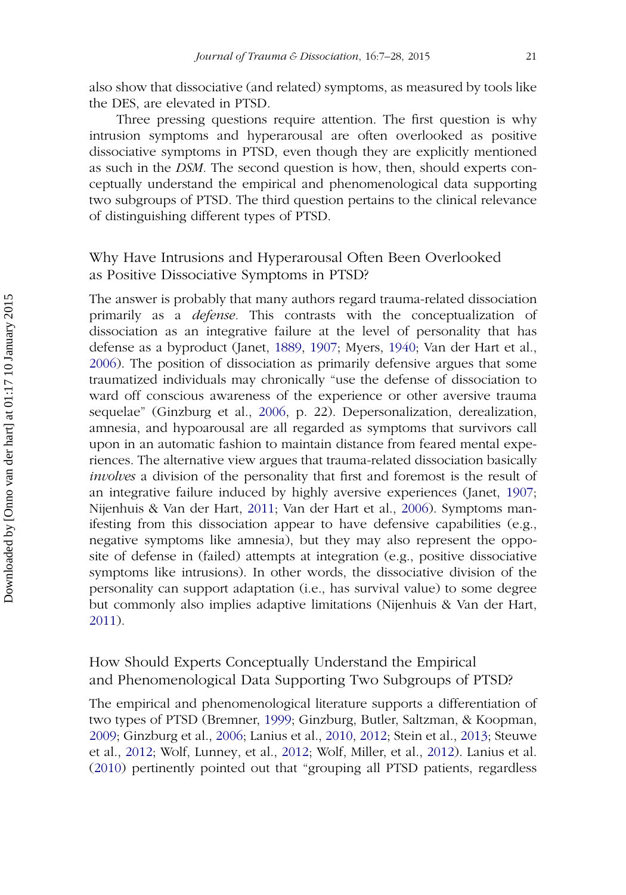also show that dissociative (and related) symptoms, as measured by tools like the DES, are elevated in PTSD.

Three pressing questions require attention. The first question is why intrusion symptoms and hyperarousal are often overlooked as positive dissociative symptoms in PTSD, even though they are explicitly mentioned as such in the *DSM*. The second question is how, then, should experts conceptually understand the empirical and phenomenological data supporting two subgroups of PTSD. The third question pertains to the clinical relevance of distinguishing different types of PTSD.

## Why Have Intrusions and Hyperarousal Often Been Overlooked as Positive Dissociative Symptoms in PTSD?

The answer is probably that many authors regard trauma-related dissociation primarily as a *defense*. This contrasts with the conceptualization of dissociation as an integrative failure at the level of personality that has defense as a byproduct (Janet, 1889, 1907; Myers, 1940; Van der Hart et al., 2006). The position of dissociation as primarily defensive argues that some traumatized individuals may chronically "use the defense of dissociation to ward off conscious awareness of the experience or other aversive trauma sequelae" (Ginzburg et al., 2006, p. 22). Depersonalization, derealization, amnesia, and hypoarousal are all regarded as symptoms that survivors call upon in an automatic fashion to maintain distance from feared mental experiences. The alternative view argues that trauma-related dissociation basically *involves* a division of the personality that first and foremost is the result of an integrative failure induced by highly aversive experiences (Janet, 1907; Nijenhuis & Van der Hart, 2011; Van der Hart et al., 2006). Symptoms manifesting from this dissociation appear to have defensive capabilities (e.g., negative symptoms like amnesia), but they may also represent the opposite of defense in (failed) attempts at integration (e.g., positive dissociative symptoms like intrusions). In other words, the dissociative division of the personality can support adaptation (i.e., has survival value) to some degree but commonly also implies adaptive limitations (Nijenhuis & Van der Hart, 2011).

## How Should Experts Conceptually Understand the Empirical and Phenomenological Data Supporting Two Subgroups of PTSD?

The empirical and phenomenological literature supports a differentiation of two types of PTSD (Bremner, 1999; Ginzburg, Butler, Saltzman, & Koopman, 2009; Ginzburg et al., 2006; Lanius et al., 2010, 2012; Stein et al., 2013; Steuwe et al., 2012; Wolf, Lunney, et al., 2012; Wolf, Miller, et al., 2012). Lanius et al. (2010) pertinently pointed out that "grouping all PTSD patients, regardless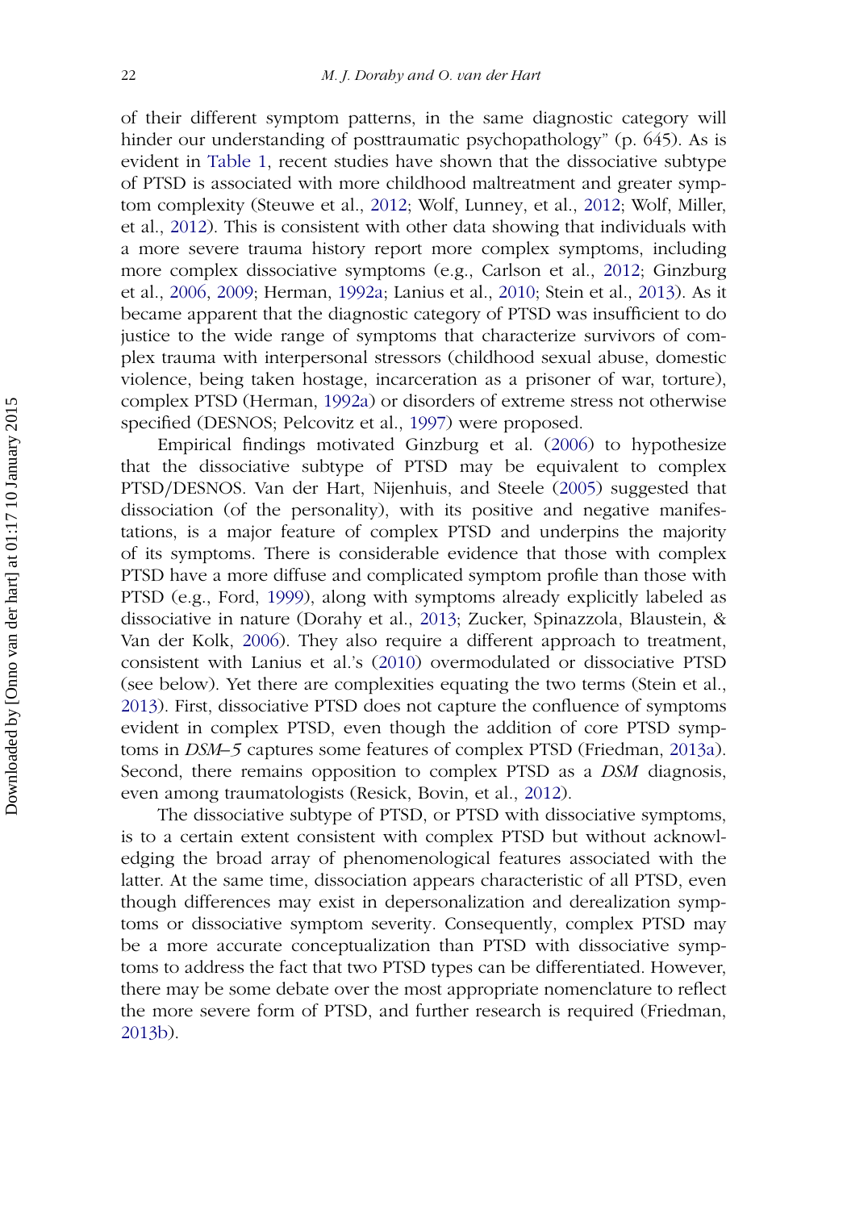of their different symptom patterns, in the same diagnostic category will hinder our understanding of posttraumatic psychopathology" (p. 645). As is evident in Table 1, recent studies have shown that the dissociative subtype of PTSD is associated with more childhood maltreatment and greater symptom complexity (Steuwe et al., 2012; Wolf, Lunney, et al., 2012; Wolf, Miller, et al., 2012). This is consistent with other data showing that individuals with a more severe trauma history report more complex symptoms, including more complex dissociative symptoms (e.g., Carlson et al., 2012; Ginzburg et al., 2006, 2009; Herman, 1992a; Lanius et al., 2010; Stein et al., 2013). As it became apparent that the diagnostic category of PTSD was insufficient to do justice to the wide range of symptoms that characterize survivors of complex trauma with interpersonal stressors (childhood sexual abuse, domestic violence, being taken hostage, incarceration as a prisoner of war, torture), complex PTSD (Herman, 1992a) or disorders of extreme stress not otherwise specified (DESNOS; Pelcovitz et al., 1997) were proposed.

Empirical findings motivated Ginzburg et al. (2006) to hypothesize that the dissociative subtype of PTSD may be equivalent to complex PTSD/DESNOS. Van der Hart, Nijenhuis, and Steele (2005) suggested that dissociation (of the personality), with its positive and negative manifestations, is a major feature of complex PTSD and underpins the majority of its symptoms. There is considerable evidence that those with complex PTSD have a more diffuse and complicated symptom profile than those with PTSD (e.g., Ford, 1999), along with symptoms already explicitly labeled as dissociative in nature (Dorahy et al., 2013; Zucker, Spinazzola, Blaustein, & Van der Kolk, 2006). They also require a different approach to treatment, consistent with Lanius et al.'s (2010) overmodulated or dissociative PTSD (see below). Yet there are complexities equating the two terms (Stein et al., 2013). First, dissociative PTSD does not capture the confluence of symptoms evident in complex PTSD, even though the addition of core PTSD symptoms in *DSM–5* captures some features of complex PTSD (Friedman, 2013a). Second, there remains opposition to complex PTSD as a *DSM* diagnosis, even among traumatologists (Resick, Bovin, et al., 2012).

The dissociative subtype of PTSD, or PTSD with dissociative symptoms, is to a certain extent consistent with complex PTSD but without acknowledging the broad array of phenomenological features associated with the latter. At the same time, dissociation appears characteristic of all PTSD, even though differences may exist in depersonalization and derealization symptoms or dissociative symptom severity. Consequently, complex PTSD may be a more accurate conceptualization than PTSD with dissociative symptoms to address the fact that two PTSD types can be differentiated. However, there may be some debate over the most appropriate nomenclature to reflect the more severe form of PTSD, and further research is required (Friedman, 2013b).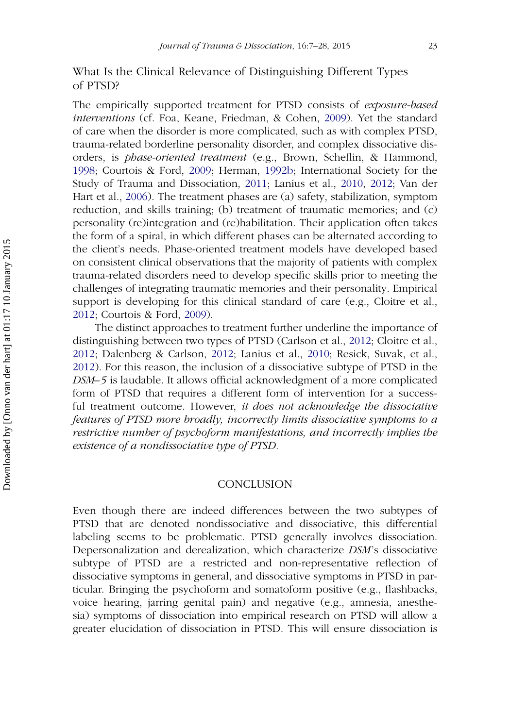## What Is the Clinical Relevance of Distinguishing Different Types of PTSD?

The empirically supported treatment for PTSD consists of *exposure-based interventions* (cf. Foa, Keane, Friedman, & Cohen, 2009). Yet the standard of care when the disorder is more complicated, such as with complex PTSD, trauma-related borderline personality disorder, and complex dissociative disorders, is *phase-oriented treatment* (e.g., Brown, Scheflin, & Hammond, 1998; Courtois & Ford, 2009; Herman, 1992b; International Society for the Study of Trauma and Dissociation, 2011; Lanius et al., 2010, 2012; Van der Hart et al., 2006). The treatment phases are (a) safety, stabilization, symptom reduction, and skills training; (b) treatment of traumatic memories; and (c) personality (re)integration and (re)habilitation. Their application often takes the form of a spiral, in which different phases can be alternated according to the client's needs. Phase-oriented treatment models have developed based on consistent clinical observations that the majority of patients with complex trauma-related disorders need to develop specific skills prior to meeting the challenges of integrating traumatic memories and their personality. Empirical support is developing for this clinical standard of care (e.g., Cloitre et al., 2012; Courtois & Ford, 2009).

The distinct approaches to treatment further underline the importance of distinguishing between two types of PTSD (Carlson et al., 2012; Cloitre et al., 2012; Dalenberg & Carlson, 2012; Lanius et al., 2010; Resick, Suvak, et al., 2012). For this reason, the inclusion of a dissociative subtype of PTSD in the *DSM–5* is laudable. It allows official acknowledgment of a more complicated form of PTSD that requires a different form of intervention for a successful treatment outcome. However, *it does not acknowledge the dissociative features of PTSD more broadly, incorrectly limits dissociative symptoms to a restrictive number of psychoform manifestations, and incorrectly implies the existence of a nondissociative type of PTSD.*

## CONCLUSION

Even though there are indeed differences between the two subtypes of PTSD that are denoted nondissociative and dissociative, this differential labeling seems to be problematic. PTSD generally involves dissociation. Depersonalization and derealization, which characterize *DSM*'s dissociative subtype of PTSD are a restricted and non-representative reflection of dissociative symptoms in general, and dissociative symptoms in PTSD in particular. Bringing the psychoform and somatoform positive (e.g., flashbacks, voice hearing, jarring genital pain) and negative (e.g., amnesia, anesthesia) symptoms of dissociation into empirical research on PTSD will allow a greater elucidation of dissociation in PTSD. This will ensure dissociation is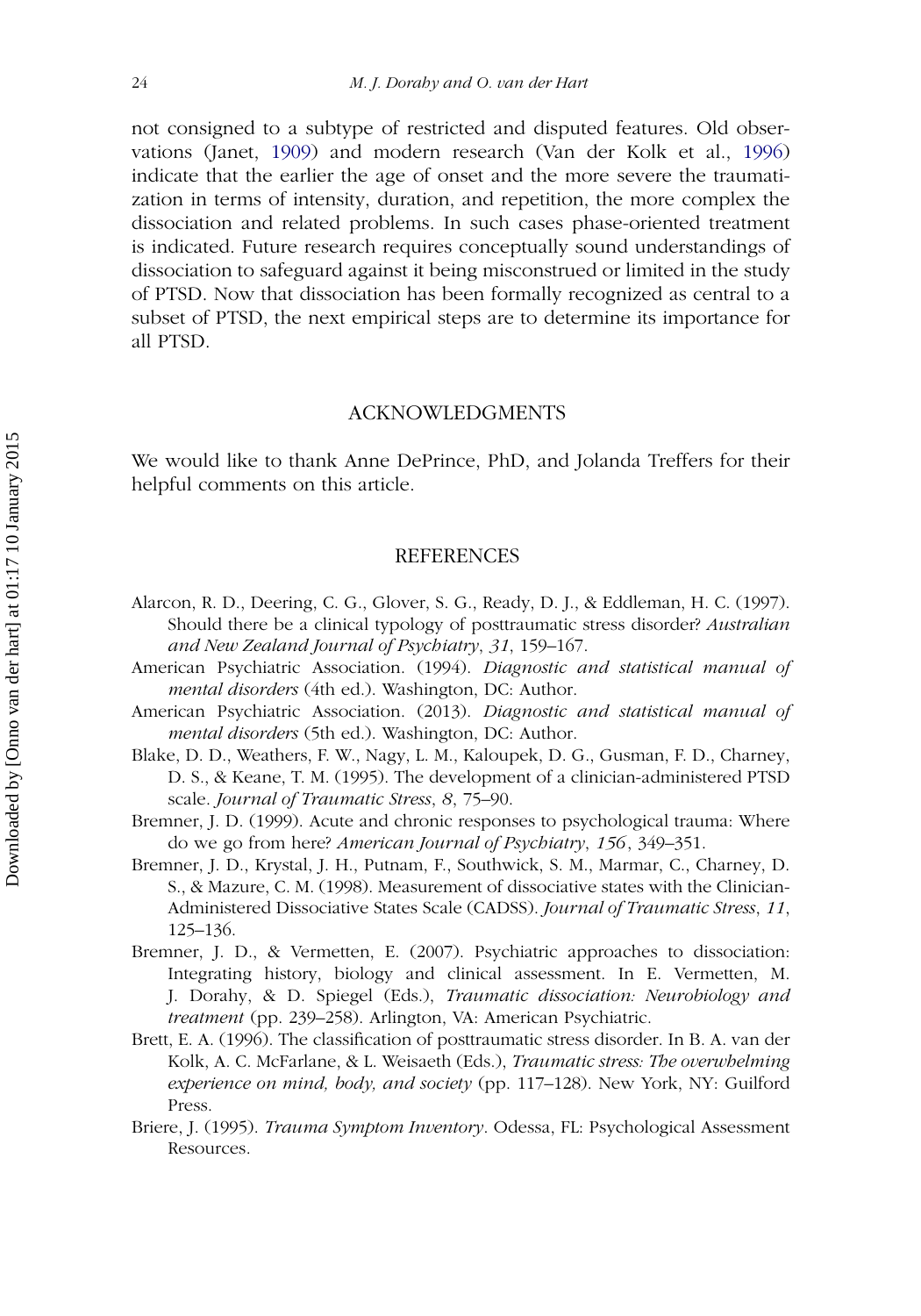not consigned to a subtype of restricted and disputed features. Old observations (Janet, 1909) and modern research (Van der Kolk et al., 1996) indicate that the earlier the age of onset and the more severe the traumatization in terms of intensity, duration, and repetition, the more complex the dissociation and related problems. In such cases phase-oriented treatment is indicated. Future research requires conceptually sound understandings of dissociation to safeguard against it being misconstrued or limited in the study of PTSD. Now that dissociation has been formally recognized as central to a subset of PTSD, the next empirical steps are to determine its importance for all PTSD.

## ACKNOWLEDGMENTS

We would like to thank Anne DePrince, PhD, and Jolanda Treffers for their helpful comments on this article.

## REFERENCES

Alarcon, R. D., Deering, C. G., Glover, S. G., Ready, D. J., & Eddleman, H. C. (1997). Should there be a clinical typology of posttraumatic stress disorder? *Australian and New Zealand Journal of Psychiatry*, *31*, 159–167.

American Psychiatric Association. (1994). *Diagnostic and statistical manual of mental disorders* (4th ed.). Washington, DC: Author.

American Psychiatric Association. (2013). *Diagnostic and statistical manual of mental disorders* (5th ed.). Washington, DC: Author.

Blake, D. D., Weathers, F. W., Nagy, L. M., Kaloupek, D. G., Gusman, F. D., Charney, D. S., & Keane, T. M. (1995). The development of a clinician-administered PTSD scale. *Journal of Traumatic Stress*, *8*, 75–90.

Bremner, J. D. (1999). Acute and chronic responses to psychological trauma: Where do we go from here? *American Journal of Psychiatry*, *156*, 349–351.

Bremner, J. D., Krystal, J. H., Putnam, F., Southwick, S. M., Marmar, C., Charney, D. S., & Mazure, C. M. (1998). Measurement of dissociative states with the Clinician-Administered Dissociative States Scale (CADSS). *Journal of Traumatic Stress*, *11*, 125–136.

Bremner, J. D., & Vermetten, E. (2007). Psychiatric approaches to dissociation: Integrating history, biology and clinical assessment. In E. Vermetten, M. J. Dorahy, & D. Spiegel (Eds.), *Traumatic dissociation: Neurobiology and treatment* (pp. 239–258). Arlington, VA: American Psychiatric.

Brett, E. A. (1996). The classification of posttraumatic stress disorder. In B. A. van der Kolk, A. C. McFarlane, & L. Weisaeth (Eds.), *Traumatic stress: The overwhelming experience on mind, body, and society* (pp. 117–128). New York, NY: Guilford Press.

Briere, J. (1995). *Trauma Symptom Inventory*. Odessa, FL: Psychological Assessment Resources.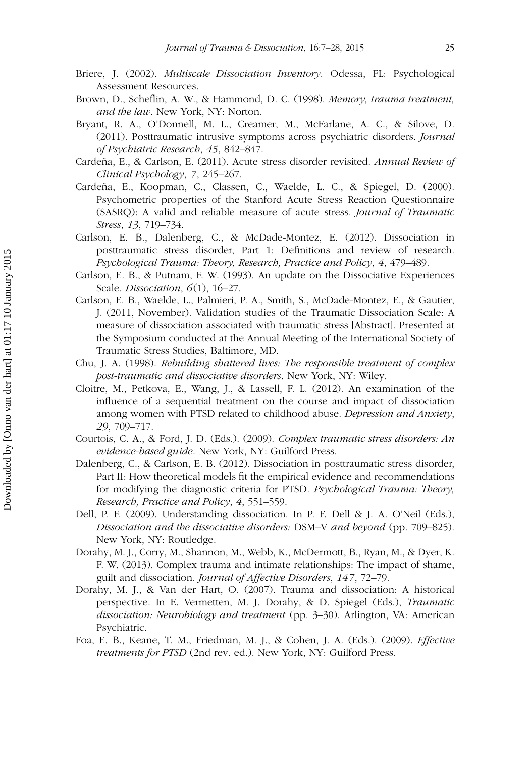Briere, J. (2002). *Multiscale Dissociation Inventory*. Odessa, FL: Psychological Assessment Resources.

Brown, D., Scheflin, A. W., & Hammond, D. C. (1998). *Memory, trauma treatment, and the law*. New York, NY: Norton.

Bryant, R. A., O'Donnell, M. L., Creamer, M., McFarlane, A. C., & Silove, D. (2011). Posttraumatic intrusive symptoms across psychiatric disorders. *Journal of Psychiatric Research*, *45*, 842–847.

Cardeña, E., & Carlson, E. (2011). Acute stress disorder revisited. *Annual Review of Clinical Psychology*, *7*, 245–267.

Cardeña, E., Koopman, C., Classen, C., Waelde, L. C., & Spiegel, D. (2000). Psychometric properties of the Stanford Acute Stress Reaction Questionnaire (SASRQ): A valid and reliable measure of acute stress. *Journal of Traumatic Stress*, *13*, 719–734.

Carlson, E. B., Dalenberg, C., & McDade-Montez, E. (2012). Dissociation in posttraumatic stress disorder, Part 1: Definitions and review of research. *Psychological Trauma: Theory, Research, Practice and Policy*, *4*, 479–489.

Carlson, E. B., & Putnam, F. W. (1993). An update on the Dissociative Experiences Scale. *Dissociation*, *6*(1), 16–27.

Carlson, E. B., Waelde, L., Palmieri, P. A., Smith, S., McDade-Montez, E., & Gautier, J. (2011, November). Validation studies of the Traumatic Dissociation Scale: A measure of dissociation associated with traumatic stress [Abstract]. Presented at the Symposium conducted at the Annual Meeting of the International Society of Traumatic Stress Studies, Baltimore, MD.

Chu, J. A. (1998). *Rebuilding shattered lives: The responsible treatment of complex post-traumatic and dissociative disorders*. New York, NY: Wiley.

Cloitre, M., Petkova, E., Wang, J., & Lassell, F. L. (2012). An examination of the influence of a sequential treatment on the course and impact of dissociation among women with PTSD related to childhood abuse. *Depression and Anxiety*, *29*, 709–717.

Courtois, C. A., & Ford, J. D. (Eds.). (2009). *Complex traumatic stress disorders: An evidence-based guide*. New York, NY: Guilford Press.

Dalenberg, C., & Carlson, E. B. (2012). Dissociation in posttraumatic stress disorder, Part II: How theoretical models fit the empirical evidence and recommendations for modifying the diagnostic criteria for PTSD. *Psychological Trauma: Theory, Research, Practice and Policy*, *4*, 551–559.

Dell, P. F. (2009). Understanding dissociation. In P. F. Dell & J. A. O'Neil (Eds.), *Dissociation and the dissociative disorders:* DSM–V *and beyond* (pp. 709–825). New York, NY: Routledge.

Dorahy, M. J., Corry, M., Shannon, M., Webb, K., McDermott, B., Ryan, M., & Dyer, K. F. W. (2013). Complex trauma and intimate relationships: The impact of shame, guilt and dissociation. *Journal of Affective Disorders*, *147*, 72–79.

Dorahy, M. J., & Van der Hart, O. (2007). Trauma and dissociation: A historical perspective. In E. Vermetten, M. J. Dorahy, & D. Spiegel (Eds.), *Traumatic dissociation: Neurobiology and treatment* (pp. 3–30). Arlington, VA: American Psychiatric.

Foa, E. B., Keane, T. M., Friedman, M. J., & Cohen, J. A. (Eds.). (2009). *Effective treatments for PTSD* (2nd rev. ed.). New York, NY: Guilford Press.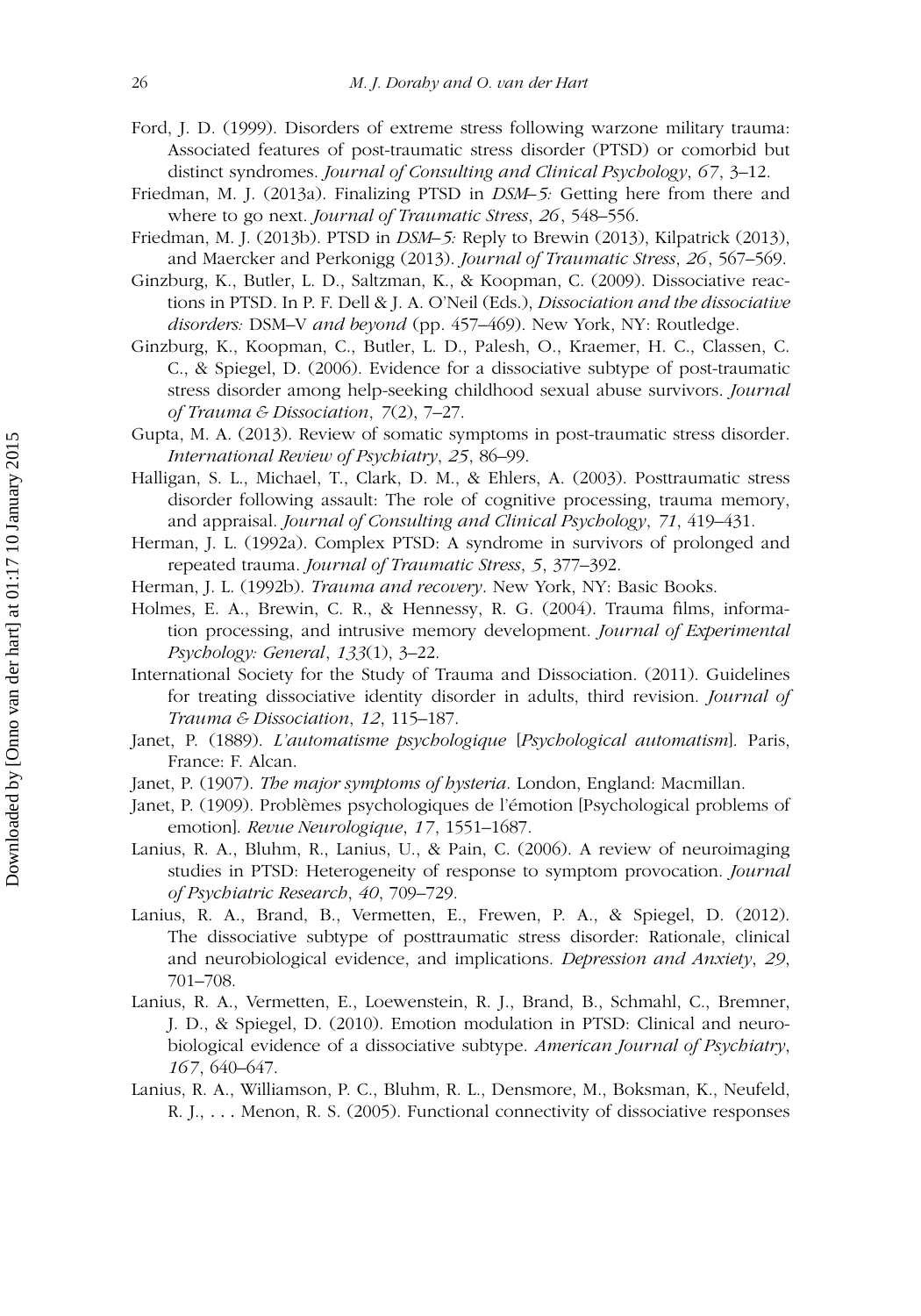Ford, J. D. (1999). Disorders of extreme stress following warzone military trauma: Associated features of post-traumatic stress disorder (PTSD) or comorbid but distinct syndromes. *Journal of Consulting and Clinical Psychology*, *67*, 3–12.

Friedman, M. J. (2013a). Finalizing PTSD in *DSM–5:* Getting here from there and where to go next. *Journal of Traumatic Stress*, *26*, 548–556.

Friedman, M. J. (2013b). PTSD in *DSM–5:* Reply to Brewin (2013), Kilpatrick (2013), and Maercker and Perkonigg (2013). *Journal of Traumatic Stress*, *26*, 567–569.

Ginzburg, K., Butler, L. D., Saltzman, K., & Koopman, C. (2009). Dissociative reactions in PTSD. In P. F. Dell & J. A. O'Neil (Eds.), *Dissociation and the dissociative disorders:* DSM–V *and beyond* (pp. 457–469). New York, NY: Routledge.

Ginzburg, K., Koopman, C., Butler, L. D., Palesh, O., Kraemer, H. C., Classen, C. C., & Spiegel, D. (2006). Evidence for a dissociative subtype of post-traumatic stress disorder among help-seeking childhood sexual abuse survivors. *Journal of Trauma & Dissociation*, *7*(2), 7–27.

Gupta, M. A. (2013). Review of somatic symptoms in post-traumatic stress disorder. *International Review of Psychiatry*, *25*, 86–99.

Halligan, S. L., Michael, T., Clark, D. M., & Ehlers, A. (2003). Posttraumatic stress disorder following assault: The role of cognitive processing, trauma memory, and appraisal. *Journal of Consulting and Clinical Psychology*, *71*, 419–431.

Herman, J. L. (1992a). Complex PTSD: A syndrome in survivors of prolonged and repeated trauma. *Journal of Traumatic Stress*, *5*, 377–392.

Herman, J. L. (1992b). *Trauma and recovery*. New York, NY: Basic Books.

Holmes, E. A., Brewin, C. R., & Hennessy, R. G. (2004). Trauma films, information processing, and intrusive memory development. *Journal of Experimental Psychology: General*, *133*(1), 3–22.

International Society for the Study of Trauma and Dissociation. (2011). Guidelines for treating dissociative identity disorder in adults, third revision. *Journal of Trauma & Dissociation, 12*, 115–187.

Janet, P. (1889). *L'automatisme psychologique* [*Psychological automatism*]. Paris, France: F. Alcan.

Janet, P. (1907). *The major symptoms of hysteria*. London, England: Macmillan.

Janet, P. (1909). Problèmes psychologiques de l'émotion [Psychological problems of emotion]. *Revue Neurologique*, *17*, 1551–1687.

Lanius, R. A., Bluhm, R., Lanius, U., & Pain, C. (2006). A review of neuroimaging studies in PTSD: Heterogeneity of response to symptom provocation. *Journal of Psychiatric Research*, *40*, 709–729.

Lanius, R. A., Brand, B., Vermetten, E., Frewen, P. A., & Spiegel, D. (2012). The dissociative subtype of posttraumatic stress disorder: Rationale, clinical and neurobiological evidence, and implications. *Depression and Anxiety*, *29*, 701–708.

Lanius, R. A., Vermetten, E., Loewenstein, R. J., Brand, B., Schmahl, C., Bremner, J. D., & Spiegel, D. (2010). Emotion modulation in PTSD: Clinical and neurobiological evidence of a dissociative subtype. *American Journal of Psychiatry*, *167*, 640–647.

Lanius, R. A., Williamson, P. C., Bluhm, R. L., Densmore, M., Boksman, K., Neufeld, R. J., . . . Menon, R. S. (2005). Functional connectivity of dissociative responses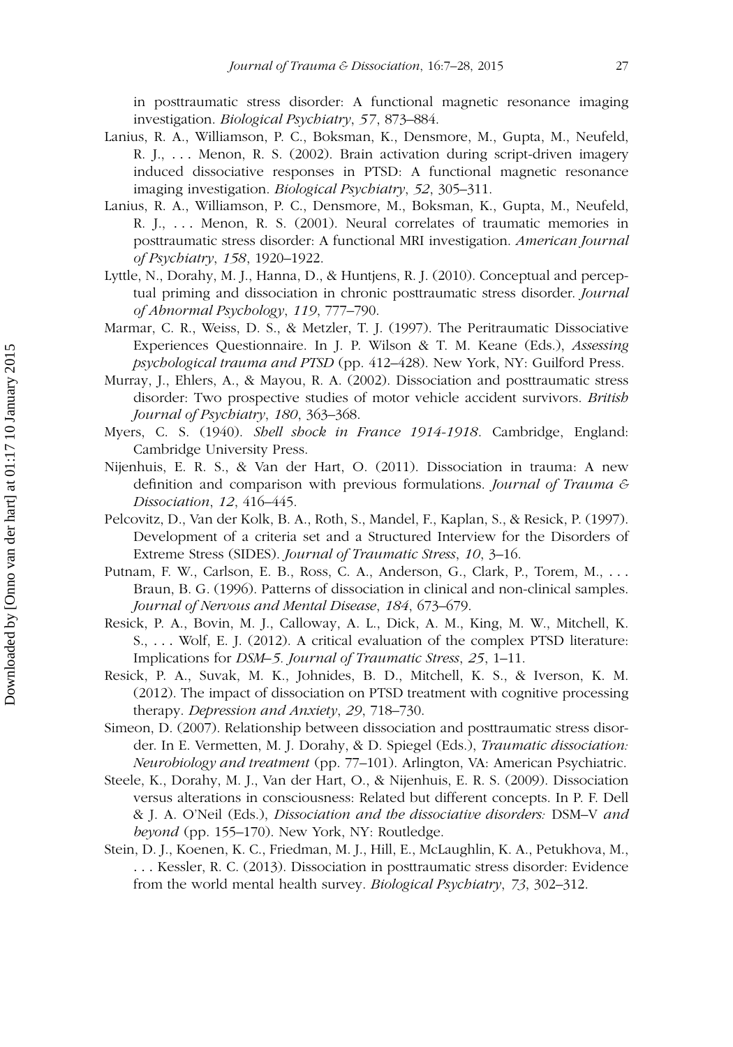in posttraumatic stress disorder: A functional magnetic resonance imaging investigation. *Biological Psychiatry*, *57*, 873–884.

Lanius, R. A., Williamson, P. C., Boksman, K., Densmore, M., Gupta, M., Neufeld, R. J., . . . Menon, R. S. (2002). Brain activation during script-driven imagery induced dissociative responses in PTSD: A functional magnetic resonance imaging investigation. *Biological Psychiatry*, *52*, 305–311.

Lanius, R. A., Williamson, P. C., Densmore, M., Boksman, K., Gupta, M., Neufeld, R. J., . . . Menon, R. S. (2001). Neural correlates of traumatic memories in posttraumatic stress disorder: A functional MRI investigation. *American Journal of Psychiatry*, *158*, 1920–1922.

Lyttle, N., Dorahy, M. J., Hanna, D., & Huntjens, R. J. (2010). Conceptual and perceptual priming and dissociation in chronic posttraumatic stress disorder. *Journal of Abnormal Psychology*, *119*, 777–790.

Marmar, C. R., Weiss, D. S., & Metzler, T. J. (1997). The Peritraumatic Dissociative Experiences Questionnaire. In J. P. Wilson & T. M. Keane (Eds.), *Assessing psychological trauma and PTSD* (pp. 412–428). New York, NY: Guilford Press.

Murray, J., Ehlers, A., & Mayou, R. A. (2002). Dissociation and posttraumatic stress disorder: Two prospective studies of motor vehicle accident survivors. *British Journal of Psychiatry*, *180*, 363–368.

Myers, C. S. (1940). *Shell shock in France 1914-1918*. Cambridge, England: Cambridge University Press.

Nijenhuis, E. R. S., & Van der Hart, O. (2011). Dissociation in trauma: A new definition and comparison with previous formulations. *Journal of Trauma & Dissociation*, *12*, 416–445.

Pelcovitz, D., Van der Kolk, B. A., Roth, S., Mandel, F., Kaplan, S., & Resick, P. (1997). Development of a criteria set and a Structured Interview for the Disorders of Extreme Stress (SIDES). *Journal of Traumatic Stress*, *10*, 3–16.

Putnam, F. W., Carlson, E. B., Ross, C. A., Anderson, G., Clark, P., Torem, M., . . . Braun, B. G. (1996). Patterns of dissociation in clinical and non-clinical samples. *Journal of Nervous and Mental Disease*, *184*, 673–679.

Resick, P. A., Bovin, M. J., Calloway, A. L., Dick, A. M., King, M. W., Mitchell, K. S., . . . Wolf, E. J. (2012). A critical evaluation of the complex PTSD literature: Implications for *DSM–5*. *Journal of Traumatic Stress*, *25*, 1–11.

Resick, P. A., Suvak, M. K., Johnides, B. D., Mitchell, K. S., & Iverson, K. M. (2012). The impact of dissociation on PTSD treatment with cognitive processing therapy. *Depression and Anxiety*, *29*, 718–730.

Simeon, D. (2007). Relationship between dissociation and posttraumatic stress disorder. In E. Vermetten, M. J. Dorahy, & D. Spiegel (Eds.), *Traumatic dissociation: Neurobiology and treatment* (pp. 77–101). Arlington, VA: American Psychiatric.

Steele, K., Dorahy, M. J., Van der Hart, O., & Nijenhuis, E. R. S. (2009). Dissociation versus alterations in consciousness: Related but different concepts. In P. F. Dell & J. A. O'Neil (Eds.), *Dissociation and the dissociative disorders:* DSM–V *and beyond* (pp. 155–170). New York, NY: Routledge.

Stein, D. J., Koenen, K. C., Friedman, M. J., Hill, E., McLaughlin, K. A., Petukhova, M., . . . Kessler, R. C. (2013). Dissociation in posttraumatic stress disorder: Evidence from the world mental health survey. *Biological Psychiatry*, *73*, 302–312.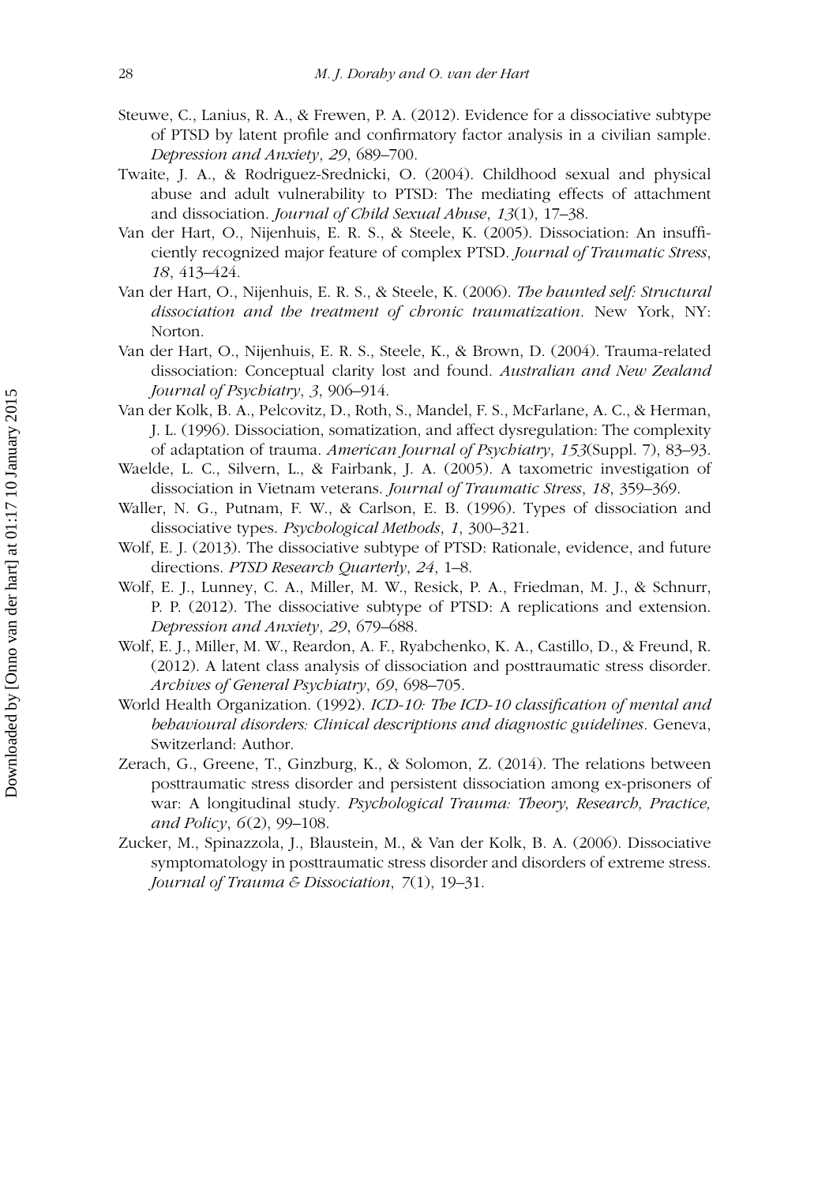Steuwe, C., Lanius, R. A., & Frewen, P. A. (2012). Evidence for a dissociative subtype of PTSD by latent profile and confirmatory factor analysis in a civilian sample. *Depression and Anxiety*, *29*, 689–700.

Twaite, J. A., & Rodriguez-Srednicki, O. (2004). Childhood sexual and physical abuse and adult vulnerability to PTSD: The mediating effects of attachment and dissociation. *Journal of Child Sexual Abuse*, *13*(1), 17–38.

Van der Hart, O., Nijenhuis, E. R. S., & Steele, K. (2005). Dissociation: An insufficiently recognized major feature of complex PTSD. *Journal of Traumatic Stress*, *18*, 413–424.

Van der Hart, O., Nijenhuis, E. R. S., & Steele, K. (2006). *The haunted self: Structural dissociation and the treatment of chronic traumatization*. New York, NY: Norton.

Van der Hart, O., Nijenhuis, E. R. S., Steele, K., & Brown, D. (2004). Trauma-related dissociation: Conceptual clarity lost and found. *Australian and New Zealand Journal of Psychiatry*, *3*, 906–914.

Van der Kolk, B. A., Pelcovitz, D., Roth, S., Mandel, F. S., McFarlane, A. C., & Herman, J. L. (1996). Dissociation, somatization, and affect dysregulation: The complexity of adaptation of trauma. *American Journal of Psychiatry*, *153*(Suppl. 7), 83–93.

Waelde, L. C., Silvern, L., & Fairbank, J. A. (2005). A taxometric investigation of dissociation in Vietnam veterans. *Journal of Traumatic Stress*, *18*, 359–369.

Waller, N. G., Putnam, F. W., & Carlson, E. B. (1996). Types of dissociation and dissociative types. *Psychological Methods*, *1*, 300–321.

Wolf, E. J. (2013). The dissociative subtype of PTSD: Rationale, evidence, and future directions. *PTSD Research Quarterly*, *24*, 1–8.

Wolf, E. J., Lunney, C. A., Miller, M. W., Resick, P. A., Friedman, M. J., & Schnurr, P. P. (2012). The dissociative subtype of PTSD: A replications and extension. *Depression and Anxiety*, *29*, 679–688.

Wolf, E. J., Miller, M. W., Reardon, A. F., Ryabchenko, K. A., Castillo, D., & Freund, R. (2012). A latent class analysis of dissociation and posttraumatic stress disorder. *Archives of General Psychiatry*, *69*, 698–705.

World Health Organization. (1992). *ICD-10: The ICD-10 classification of mental and behavioural disorders: Clinical descriptions and diagnostic guidelines*. Geneva, Switzerland: Author.

Zerach, G., Greene, T., Ginzburg, K., & Solomon, Z. (2014). The relations between posttraumatic stress disorder and persistent dissociation among ex-prisoners of war: A longitudinal study. *Psychological Trauma: Theory, Research, Practice, and Policy*, *6*(2), 99–108.

Zucker, M., Spinazzola, J., Blaustein, M., & Van der Kolk, B. A. (2006). Dissociative symptomatology in posttraumatic stress disorder and disorders of extreme stress. *Journal of Trauma & Dissociation*, *7*(1), 19–31.